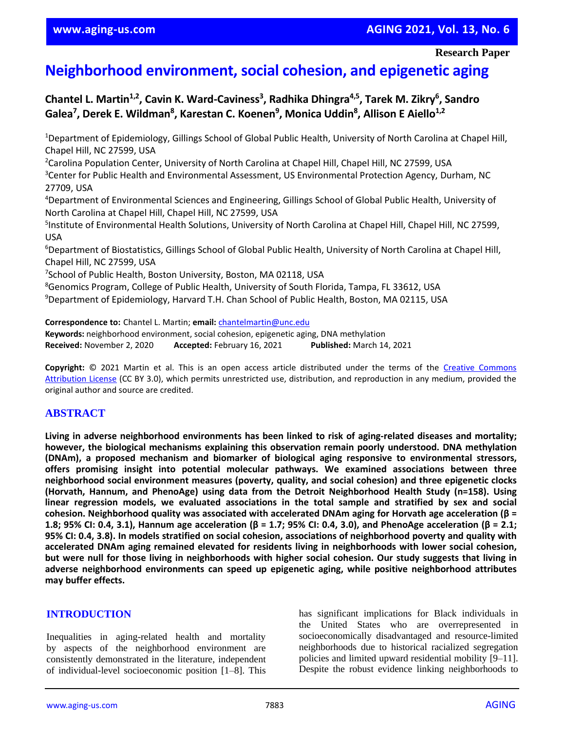Research Paper

# Neighborhood environment, social cohesion, and epigenetic aging

**Chantel L. Martin[1,2], Cavin K. Ward-Caviness[3], Radhika Dhingra[4,5], Tarek M. Zikry[6], Sandro Galea[7], Derek E. Wildman[8], Karestan C. Koenen[9], Monica Uddin[8], Allison E Aiello[1,2]**

[1]Department of Epidemiology, Gillings School of Global Public Health, University of North Carolina at Chapel Hill, Chapel Hill, NC 27599, USA
[2]Carolina Population Center, University of North Carolina at Chapel Hill, Chapel Hill, NC 27599, USA
[3]Center for Public Health and Environmental Assessment, US Environmental Protection Agency, Durham, NC 27709, USA
[4]Department of Environmental Sciences and Engineering, Gillings School of Global Public Health, University of North Carolina at Chapel Hill, Chapel Hill, NC 27599, USA
[5]Institute of Environmental Health Solutions, University of North Carolina at Chapel Hill, Chapel Hill, NC 27599, USA
[6]Department of Biostatistics, Gillings School of Global Public Health, University of North Carolina at Chapel Hill, Chapel Hill, NC 27599, USA
[7]School of Public Health, Boston University, Boston, MA 02118, USA
[8]Genomics Program, College of Public Health, University of South Florida, Tampa, FL 33612, USA
[9]Department of Epidemiology, Harvard T.H. Chan School of Public Health, Boston, MA 02115, USA

**Correspondence to:** Chantel L. Martin; **email:** chantelmartin@unc.edu
**Keywords:** neighborhood environment, social cohesion, epigenetic aging, DNA methylation
**Received:** November 2, 2020 **Accepted:** February 16, 2021 **Published:** March 14, 2021

**Copyright:** © 2021 Martin et al. This is an open access article distributed under the terms of the Creative Commons Attribution License (CC BY 3.0), which permits unrestricted use, distribution, and reproduction in any medium, provided the original author and source are credited.

## ABSTRACT

**Living in adverse neighborhood environments has been linked to risk of aging-related diseases and mortality; however, the biological mechanisms explaining this observation remain poorly understood. DNA methylation (DNAm), a proposed mechanism and biomarker of biological aging responsive to environmental stressors, offers promising insight into potential molecular pathways. We examined associations between three neighborhood social environment measures (poverty, quality, and social cohesion) and three epigenetic clocks (Horvath, Hannum, and PhenoAge) using data from the Detroit Neighborhood Health Study (n=158). Using linear regression models, we evaluated associations in the total sample and stratified by sex and social cohesion. Neighborhood quality was associated with accelerated DNAm aging for Horvath age acceleration (β = 1.8; 95% CI: 0.4, 3.1), Hannum age acceleration (β = 1.7; 95% CI: 0.4, 3.0), and PhenoAge acceleration (β = 2.1; 95% CI: 0.4, 3.8). In models stratified on social cohesion, associations of neighborhood poverty and quality with accelerated DNAm aging remained elevated for residents living in neighborhoods with lower social cohesion, but were null for those living in neighborhoods with higher social cohesion. Our study suggests that living in adverse neighborhood environments can speed up epigenetic aging, while positive neighborhood attributes may buffer effects.**

## INTRODUCTION

Inequalities in aging-related health and mortality by aspects of the neighborhood environment are consistently demonstrated in the literature, independent of individual-level socioeconomic position [1–8]. This has significant implications for Black individuals in the United States who are overrepresented in socioeconomically disadvantaged and resource-limited neighborhoods due to historical racialized segregation policies and limited upward residential mobility [9–11]. Despite the robust evidence linking neighborhoods to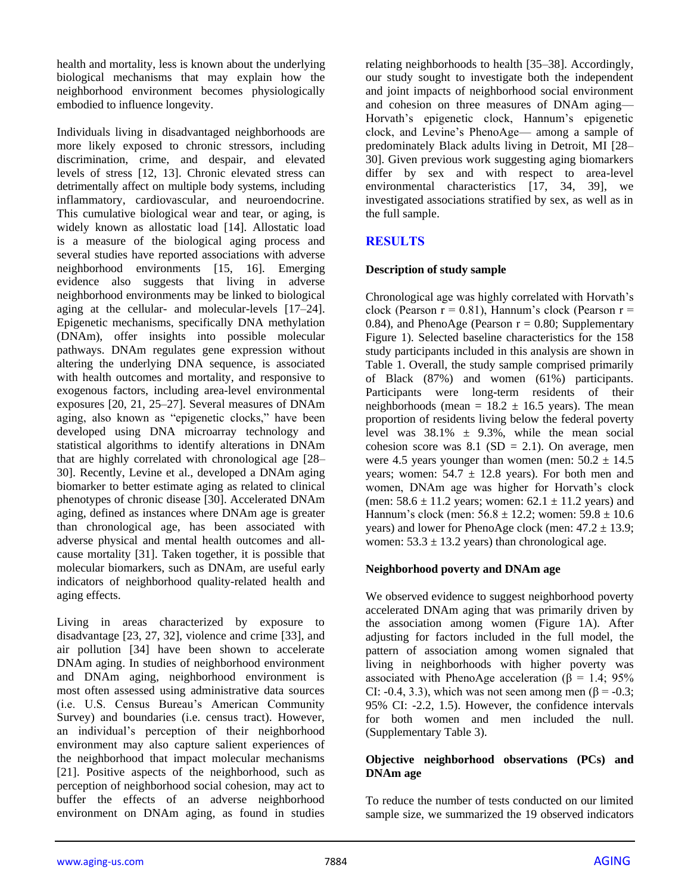health and mortality, less is known about the underlying biological mechanisms that may explain how the neighborhood environment becomes physiologically embodied to influence longevity.

Individuals living in disadvantaged neighborhoods are more likely exposed to chronic stressors, including discrimination, crime, and despair, and elevated levels of stress [12, 13]. Chronic elevated stress can detrimentally affect on multiple body systems, including inflammatory, cardiovascular, and neuroendocrine. This cumulative biological wear and tear, or aging, is widely known as allostatic load [14]. Allostatic load is a measure of the biological aging process and several studies have reported associations with adverse neighborhood environments [15, 16]. Emerging evidence also suggests that living in adverse neighborhood environments may be linked to biological aging at the cellular- and molecular-levels [17–24]. Epigenetic mechanisms, specifically DNA methylation (DNAm), offer insights into possible molecular pathways. DNAm regulates gene expression without altering the underlying DNA sequence, is associated with health outcomes and mortality, and responsive to exogenous factors, including area-level environmental exposures [20, 21, 25–27]. Several measures of DNAm aging, also known as "epigenetic clocks," have been developed using DNA microarray technology and statistical algorithms to identify alterations in DNAm that are highly correlated with chronological age [28–30]. Recently, Levine et al., developed a DNAm aging biomarker to better estimate aging as related to clinical phenotypes of chronic disease [30]. Accelerated DNAm aging, defined as instances where DNAm age is greater than chronological age, has been associated with adverse physical and mental health outcomes and all-cause mortality [31]. Taken together, it is possible that molecular biomarkers, such as DNAm, are useful early indicators of neighborhood quality-related health and aging effects.

Living in areas characterized by exposure to disadvantage [23, 27, 32], violence and crime [33], and air pollution [34] have been shown to accelerate DNAm aging. In studies of neighborhood environment and DNAm aging, neighborhood environment is most often assessed using administrative data sources (i.e. U.S. Census Bureau's American Community Survey) and boundaries (i.e. census tract). However, an individual's perception of their neighborhood environment may also capture salient experiences of the neighborhood that impact molecular mechanisms [21]. Positive aspects of the neighborhood, such as perception of neighborhood social cohesion, may act to buffer the effects of an adverse neighborhood environment on DNAm aging, as found in studies relating neighborhoods to health [35–38]. Accordingly, our study sought to investigate both the independent and joint impacts of neighborhood social environment and cohesion on three measures of DNAm aging—Horvath's epigenetic clock, Hannum's epigenetic clock, and Levine's PhenoAge— among a sample of predominately Black adults living in Detroit, MI [28–30]. Given previous work suggesting aging biomarkers differ by sex and with respect to area-level environmental characteristics [17, 34, 39], we investigated associations stratified by sex, as well as in the full sample.

## RESULTS

### Description of study sample

Chronological age was highly correlated with Horvath's clock (Pearson r = 0.81), Hannum's clock (Pearson r = 0.84), and PhenoAge (Pearson r = 0.80; Supplementary Figure 1). Selected baseline characteristics for the 158 study participants included in this analysis are shown in Table 1. Overall, the study sample comprised primarily of Black (87%) and women (61%) participants. Participants were long-term residents of their neighborhoods (mean = 18.2 ± 16.5 years). The mean proportion of residents living below the federal poverty level was 38.1% ± 9.3%, while the mean social cohesion score was 8.1 (SD = 2.1). On average, men were 4.5 years younger than women (men: 50.2 ± 14.5 years; women: 54.7 ± 12.8 years). For both men and women, DNAm age was higher for Horvath's clock (men: 58.6 ± 11.2 years; women: 62.1 ± 11.2 years) and Hannum's clock (men: 56.8 ± 12.2; women: 59.8 ± 10.6 years) and lower for PhenoAge clock (men: 47.2 ± 13.9; women: 53.3 ± 13.2 years) than chronological age.

### Neighborhood poverty and DNAm age

We observed evidence to suggest neighborhood poverty accelerated DNAm aging that was primarily driven by the association among women (Figure 1A). After adjusting for factors included in the full model, the pattern of association among women signaled that living in neighborhoods with higher poverty was associated with PhenoAge acceleration (β = 1.4; 95% CI: -0.4, 3.3), which was not seen among men (β = -0.3; 95% CI: -2.2, 1.5). However, the confidence intervals for both women and men included the null. (Supplementary Table 3).

### Objective neighborhood observations (PCs) and DNAm age

To reduce the number of tests conducted on our limited sample size, we summarized the 19 observed indicators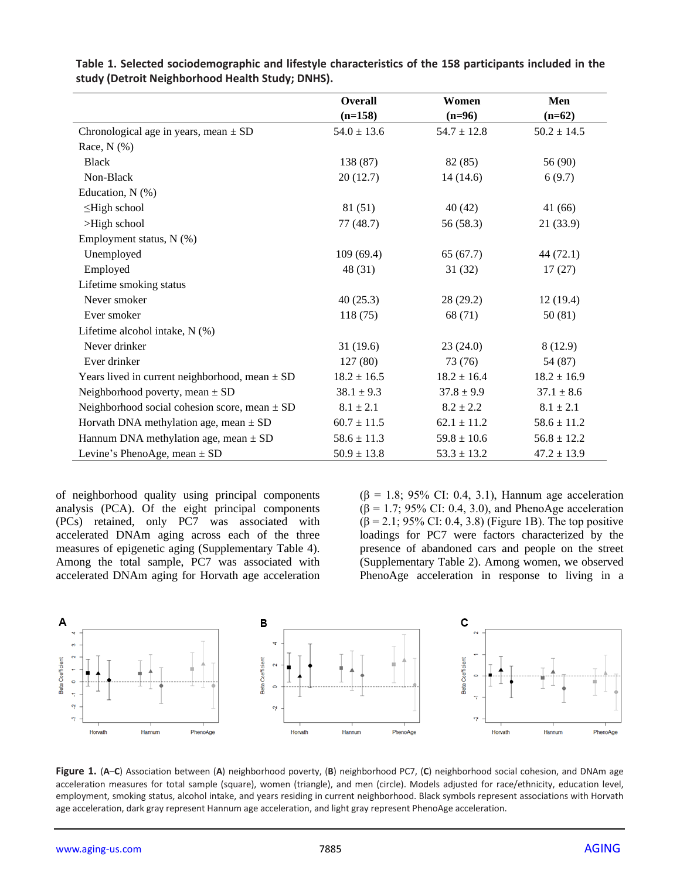**Table 1. Selected sociodemographic and lifestyle characteristics of the 158 participants included in the study (Detroit Neighborhood Health Study; DNHS).**

| | Overall (n=158) | Women (n=96) | Men (n=62) |
|---|---|---|---|
| Chronological age in years, mean ± SD | 54.0 ± 13.6 | 54.7 ± 12.8 | 50.2 ± 14.5 |
| Race, N (%) | | | |
| Black | 138 (87) | 82 (85) | 56 (90) |
| Non-Black | 20 (12.7) | 14 (14.6) | 6 (9.7) |
| Education, N (%) | | | |
| ≤High school | 81 (51) | 40 (42) | 41 (66) |
| >High school | 77 (48.7) | 56 (58.3) | 21 (33.9) |
| Employment status, N (%) | | | |
| Unemployed | 109 (69.4) | 65 (67.7) | 44 (72.1) |
| Employed | 48 (31) | 31 (32) | 17 (27) |
| Lifetime smoking status | | | |
| Never smoker | 40 (25.3) | 28 (29.2) | 12 (19.4) |
| Ever smoker | 118 (75) | 68 (71) | 50 (81) |
| Lifetime alcohol intake, N (%) | | | |
| Never drinker | 31 (19.6) | 23 (24.0) | 8 (12.9) |
| Ever drinker | 127 (80) | 73 (76) | 54 (87) |
| Years lived in current neighborhood, mean ± SD | 18.2 ± 16.5 | 18.2 ± 16.4 | 18.2 ± 16.9 |
| Neighborhood poverty, mean ± SD | 38.1 ± 9.3 | 37.8 ± 9.9 | 37.1 ± 8.6 |
| Neighborhood social cohesion score, mean ± SD | 8.1 ± 2.1 | 8.2 ± 2.2 | 8.1 ± 2.1 |
| Horvath DNA methylation age, mean ± SD | 60.7 ± 11.5 | 62.1 ± 11.2 | 58.6 ± 11.2 |
| Hannum DNA methylation age, mean ± SD | 58.6 ± 11.3 | 59.8 ± 10.6 | 56.8 ± 12.2 |
| Levine's PhenoAge, mean ± SD | 50.9 ± 13.8 | 53.3 ± 13.2 | 47.2 ± 13.9 |

of neighborhood quality using principal components analysis (PCA). Of the eight principal components (PCs) retained, only PC7 was associated with accelerated DNAm aging across each of the three measures of epigenetic aging (Supplementary Table 4). Among the total sample, PC7 was associated with accelerated DNAm aging for Horvath age acceleration ($\beta$ = 1.8; 95% CI: 0.4, 3.1), Hannum age acceleration ($\beta$ = 1.7; 95% CI: 0.4, 3.0), and PhenoAge acceleration ($\beta$ = 2.1; 95% CI: 0.4, 3.8) (Figure 1B). The top positive loadings for PC7 were factors characterized by the presence of abandoned cars and people on the street (Supplementary Table 2). Among women, we observed PhenoAge acceleration in response to living in a

**Figure 1.** (**A**–**C**) Association between (**A**) neighborhood poverty, (**B**) neighborhood PC7, (**C**) neighborhood social cohesion, and DNAm age acceleration measures for total sample (square), women (triangle), and men (circle). Models adjusted for race/ethnicity, education level, employment, smoking status, alcohol intake, and years residing in current neighborhood. Black symbols represent associations with Horvath age acceleration, dark gray represent Hannum age acceleration, and light gray represent PhenoAge acceleration.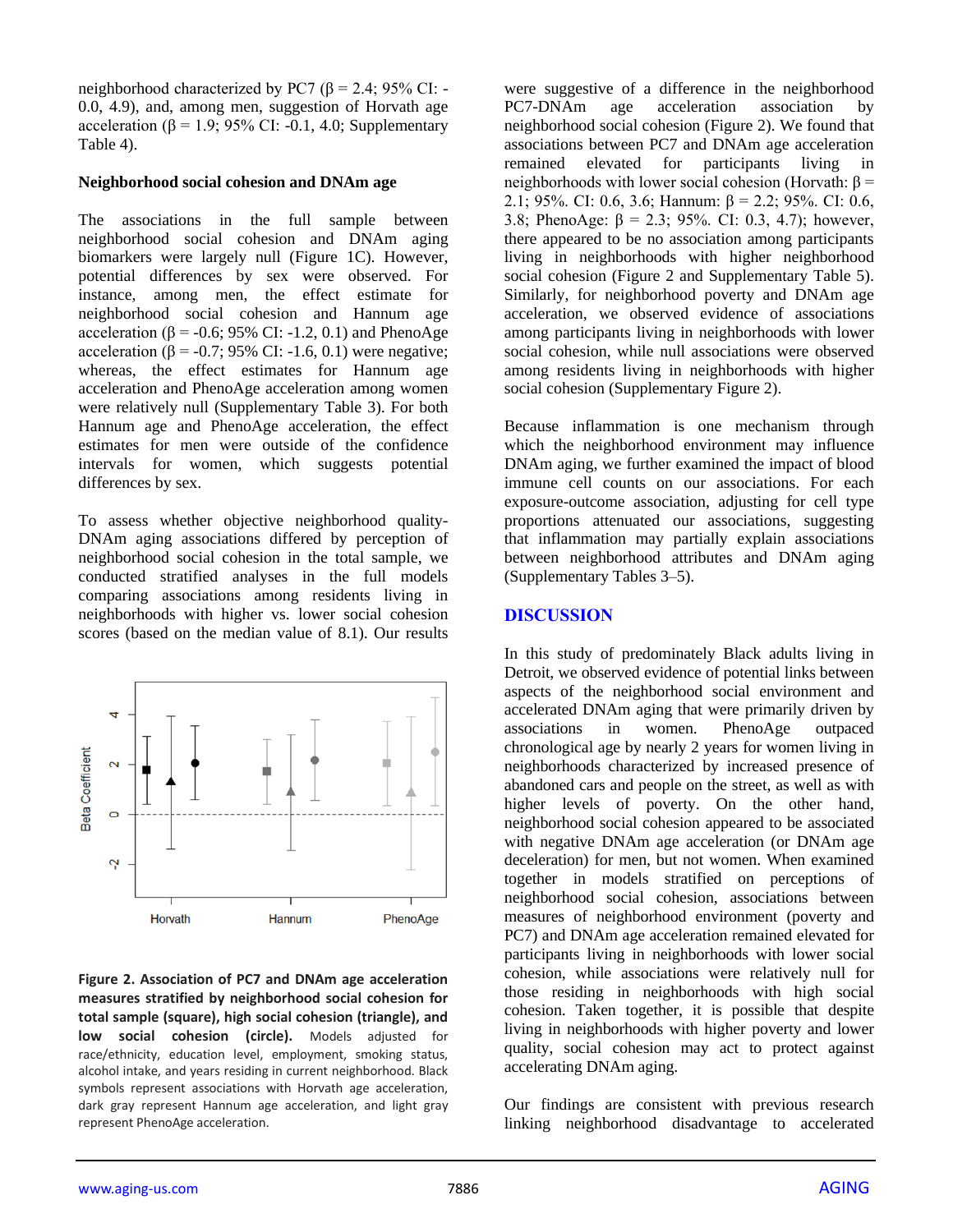neighborhood characterized by PC7 (β = 2.4; 95% CI: -0.0, 4.9), and, among men, suggestion of Horvath age acceleration (β = 1.9; 95% CI: -0.1, 4.0; Supplementary Table 4).

### Neighborhood social cohesion and DNAm age

The associations in the full sample between neighborhood social cohesion and DNAm aging biomarkers were largely null (Figure 1C). However, potential differences by sex were observed. For instance, among men, the effect estimate for neighborhood social cohesion and Hannum age acceleration (β = -0.6; 95% CI: -1.2, 0.1) and PhenoAge acceleration (β = -0.7; 95% CI: -1.6, 0.1) were negative; whereas, the effect estimates for Hannum age acceleration and PhenoAge acceleration among women were relatively null (Supplementary Table 3). For both Hannum age and PhenoAge acceleration, the effect estimates for men were outside of the confidence intervals for women, which suggests potential differences by sex.

To assess whether objective neighborhood quality-DNAm aging associations differed by perception of neighborhood social cohesion in the total sample, we conducted stratified analyses in the full models comparing associations among residents living in neighborhoods with higher vs. lower social cohesion scores (based on the median value of 8.1). Our results were suggestive of a difference in the neighborhood PC7-DNAm age acceleration association by neighborhood social cohesion (Figure 2). We found that associations between PC7 and DNAm age acceleration remained elevated for participants living in neighborhoods with lower social cohesion (Horvath: β = 2.1; 95%. CI: 0.6, 3.6; Hannum: β = 2.2; 95%. CI: 0.6, 3.8; PhenoAge: β = 2.3; 95%. CI: 0.3, 4.7); however, there appeared to be no association among participants living in neighborhoods with higher neighborhood social cohesion (Figure 2 and Supplementary Table 5). Similarly, for neighborhood poverty and DNAm age acceleration, we observed evidence of associations among participants living in neighborhoods with lower social cohesion, while null associations were observed among residents living in neighborhoods with higher social cohesion (Supplementary Figure 2).

**Figure 2. Association of PC7 and DNAm age acceleration measures stratified by neighborhood social cohesion for total sample (square), high social cohesion (triangle), and low social cohesion (circle).** Models adjusted for race/ethnicity, education level, employment, smoking status, alcohol intake, and years residing in current neighborhood. Black symbols represent associations with Horvath age acceleration, dark gray represent Hannum age acceleration, and light gray represent PhenoAge acceleration.

Because inflammation is one mechanism through which the neighborhood environment may influence DNAm aging, we further examined the impact of blood immune cell counts on our associations. For each exposure-outcome association, adjusting for cell type proportions attenuated our associations, suggesting that inflammation may partially explain associations between neighborhood attributes and DNAm aging (Supplementary Tables 3–5).

## DISCUSSION

In this study of predominately Black adults living in Detroit, we observed evidence of potential links between aspects of the neighborhood social environment and accelerated DNAm aging that were primarily driven by associations in women. PhenoAge outpaced chronological age by nearly 2 years for women living in neighborhoods characterized by increased presence of abandoned cars and people on the street, as well as with higher levels of poverty. On the other hand, neighborhood social cohesion appeared to be associated with negative DNAm age acceleration (or DNAm age deceleration) for men, but not women. When examined together in models stratified on perceptions of neighborhood social cohesion, associations between measures of neighborhood environment (poverty and PC7) and DNAm age acceleration remained elevated for participants living in neighborhoods with lower social cohesion, while associations were relatively null for those residing in neighborhoods with high social cohesion. Taken together, it is possible that despite living in neighborhoods with higher poverty and lower quality, social cohesion may act to protect against accelerating DNAm aging.

Our findings are consistent with previous research linking neighborhood disadvantage to accelerated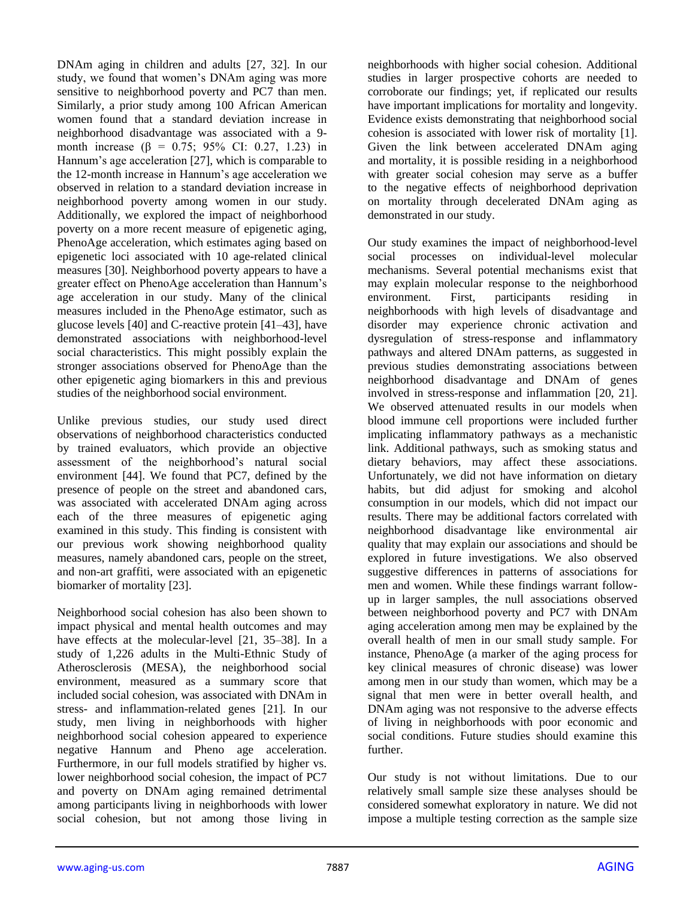DNAm aging in children and adults [27, 32]. In our study, we found that women's DNAm aging was more sensitive to neighborhood poverty and PC7 than men. Similarly, a prior study among 100 African American women found that a standard deviation increase in neighborhood disadvantage was associated with a 9-month increase ($\beta$ = 0.75; 95% CI: 0.27, 1.23) in Hannum's age acceleration [27], which is comparable to the 12-month increase in Hannum's age acceleration we observed in relation to a standard deviation increase in neighborhood poverty among women in our study. Additionally, we explored the impact of neighborhood poverty on a more recent measure of epigenetic aging, PhenoAge acceleration, which estimates aging based on epigenetic loci associated with 10 age-related clinical measures [30]. Neighborhood poverty appears to have a greater effect on PhenoAge acceleration than Hannum's age acceleration in our study. Many of the clinical measures included in the PhenoAge estimator, such as glucose levels [40] and C-reactive protein [41–43], have demonstrated associations with neighborhood-level social characteristics. This might possibly explain the stronger associations observed for PhenoAge than the other epigenetic aging biomarkers in this and previous studies of the neighborhood social environment.

Unlike previous studies, our study used direct observations of neighborhood characteristics conducted by trained evaluators, which provide an objective assessment of the neighborhood's natural social environment [44]. We found that PC7, defined by the presence of people on the street and abandoned cars, was associated with accelerated DNAm aging across each of the three measures of epigenetic aging examined in this study. This finding is consistent with our previous work showing neighborhood quality measures, namely abandoned cars, people on the street, and non-art graffiti, were associated with an epigenetic biomarker of mortality [23].

Neighborhood social cohesion has also been shown to impact physical and mental health outcomes and may have effects at the molecular-level [21, 35–38]. In a study of 1,226 adults in the Multi-Ethnic Study of Atherosclerosis (MESA), the neighborhood social environment, measured as a summary score that included social cohesion, was associated with DNAm in stress- and inflammation-related genes [21]. In our study, men living in neighborhoods with higher neighborhood social cohesion appeared to experience negative Hannum and Pheno age acceleration. Furthermore, in our full models stratified by higher vs. lower neighborhood social cohesion, the impact of PC7 and poverty on DNAm aging remained detrimental among participants living in neighborhoods with lower social cohesion, but not among those living in neighborhoods with higher social cohesion. Additional studies in larger prospective cohorts are needed to corroborate our findings; yet, if replicated our results have important implications for mortality and longevity. Evidence exists demonstrating that neighborhood social cohesion is associated with lower risk of mortality [1]. Given the link between accelerated DNAm aging and mortality, it is possible residing in a neighborhood with greater social cohesion may serve as a buffer to the negative effects of neighborhood deprivation on mortality through decelerated DNAm aging as demonstrated in our study.

Our study examines the impact of neighborhood-level social processes on individual-level molecular mechanisms. Several potential mechanisms exist that may explain molecular response to the neighborhood environment. First, participants residing in neighborhoods with high levels of disadvantage and disorder may experience chronic activation and dysregulation of stress-response and inflammatory pathways and altered DNAm patterns, as suggested in previous studies demonstrating associations between neighborhood disadvantage and DNAm of genes involved in stress-response and inflammation [20, 21]. We observed attenuated results in our models when blood immune cell proportions were included further implicating inflammatory pathways as a mechanistic link. Additional pathways, such as smoking status and dietary behaviors, may affect these associations. Unfortunately, we did not have information on dietary habits, but did adjust for smoking and alcohol consumption in our models, which did not impact our results. There may be additional factors correlated with neighborhood disadvantage like environmental air quality that may explain our associations and should be explored in future investigations. We also observed suggestive differences in patterns of associations for men and women. While these findings warrant follow-up in larger samples, the null associations observed between neighborhood poverty and PC7 with DNAm aging acceleration among men may be explained by the overall health of men in our small study sample. For instance, PhenoAge (a marker of the aging process for key clinical measures of chronic disease) was lower among men in our study than women, which may be a signal that men were in better overall health, and DNAm aging was not responsive to the adverse effects of living in neighborhoods with poor economic and social conditions. Future studies should examine this further.

Our study is not without limitations. Due to our relatively small sample size these analyses should be considered somewhat exploratory in nature. We did not impose a multiple testing correction as the sample size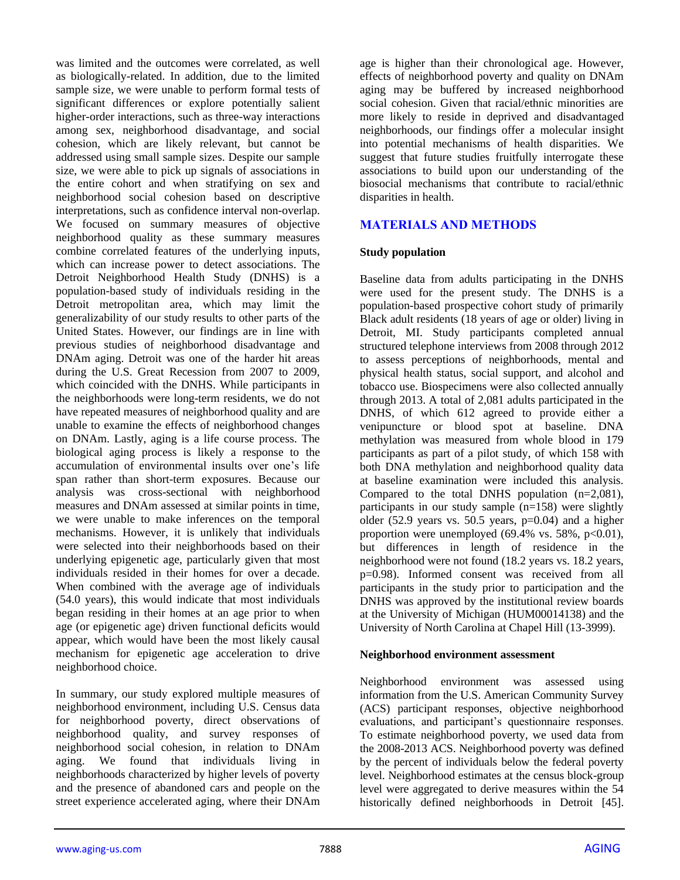was limited and the outcomes were correlated, as well as biologically-related. In addition, due to the limited sample size, we were unable to perform formal tests of significant differences or explore potentially salient higher-order interactions, such as three-way interactions among sex, neighborhood disadvantage, and social cohesion, which are likely relevant, but cannot be addressed using small sample sizes. Despite our sample size, we were able to pick up signals of associations in the entire cohort and when stratifying on sex and neighborhood social cohesion based on descriptive interpretations, such as confidence interval non-overlap. We focused on summary measures of objective neighborhood quality as these summary measures combine correlated features of the underlying inputs, which can increase power to detect associations. The Detroit Neighborhood Health Study (DNHS) is a population-based study of individuals residing in the Detroit metropolitan area, which may limit the generalizability of our study results to other parts of the United States. However, our findings are in line with previous studies of neighborhood disadvantage and DNAm aging. Detroit was one of the harder hit areas during the U.S. Great Recession from 2007 to 2009, which coincided with the DNHS. While participants in the neighborhoods were long-term residents, we do not have repeated measures of neighborhood quality and are unable to examine the effects of neighborhood changes on DNAm. Lastly, aging is a life course process. The biological aging process is likely a response to the accumulation of environmental insults over one's life span rather than short-term exposures. Because our analysis was cross-sectional with neighborhood measures and DNAm assessed at similar points in time, we were unable to make inferences on the temporal mechanisms. However, it is unlikely that individuals were selected into their neighborhoods based on their underlying epigenetic age, particularly given that most individuals resided in their homes for over a decade. When combined with the average age of individuals (54.0 years), this would indicate that most individuals began residing in their homes at an age prior to when age (or epigenetic age) driven functional deficits would appear, which would have been the most likely causal mechanism for epigenetic age acceleration to drive neighborhood choice.

In summary, our study explored multiple measures of neighborhood environment, including U.S. Census data for neighborhood poverty, direct observations of neighborhood quality, and survey responses of neighborhood social cohesion, in relation to DNAm aging. We found that individuals living in neighborhoods characterized by higher levels of poverty and the presence of abandoned cars and people on the street experience accelerated aging, where their DNAm age is higher than their chronological age. However, effects of neighborhood poverty and quality on DNAm aging may be buffered by increased neighborhood social cohesion. Given that racial/ethnic minorities are more likely to reside in deprived and disadvantaged neighborhoods, our findings offer a molecular insight into potential mechanisms of health disparities. We suggest that future studies fruitfully interrogate these associations to build upon our understanding of the biosocial mechanisms that contribute to racial/ethnic disparities in health.

## MATERIALS AND METHODS

### Study population

Baseline data from adults participating in the DNHS were used for the present study. The DNHS is a population-based prospective cohort study of primarily Black adult residents (18 years of age or older) living in Detroit, MI. Study participants completed annual structured telephone interviews from 2008 through 2012 to assess perceptions of neighborhoods, mental and physical health status, social support, and alcohol and tobacco use. Biospecimens were also collected annually through 2013. A total of 2,081 adults participated in the DNHS, of which 612 agreed to provide either a venipuncture or blood spot at baseline. DNA methylation was measured from whole blood in 179 participants as part of a pilot study, of which 158 with both DNA methylation and neighborhood quality data at baseline examination were included this analysis. Compared to the total DNHS population (n=2,081), participants in our study sample (n=158) were slightly older (52.9 years vs. 50.5 years, p=0.04) and a higher proportion were unemployed (69.4% vs. 58%, p<0.01), but differences in length of residence in the neighborhood were not found (18.2 years vs. 18.2 years, p=0.98). Informed consent was received from all participants in the study prior to participation and the DNHS was approved by the institutional review boards at the University of Michigan (HUM00014138) and the University of North Carolina at Chapel Hill (13-3999).

### Neighborhood environment assessment

Neighborhood environment was assessed using information from the U.S. American Community Survey (ACS) participant responses, objective neighborhood evaluations, and participant's questionnaire responses. To estimate neighborhood poverty, we used data from the 2008-2013 ACS. Neighborhood poverty was defined by the percent of individuals below the federal poverty level. Neighborhood estimates at the census block-group level were aggregated to derive measures within the 54 historically defined neighborhoods in Detroit [45].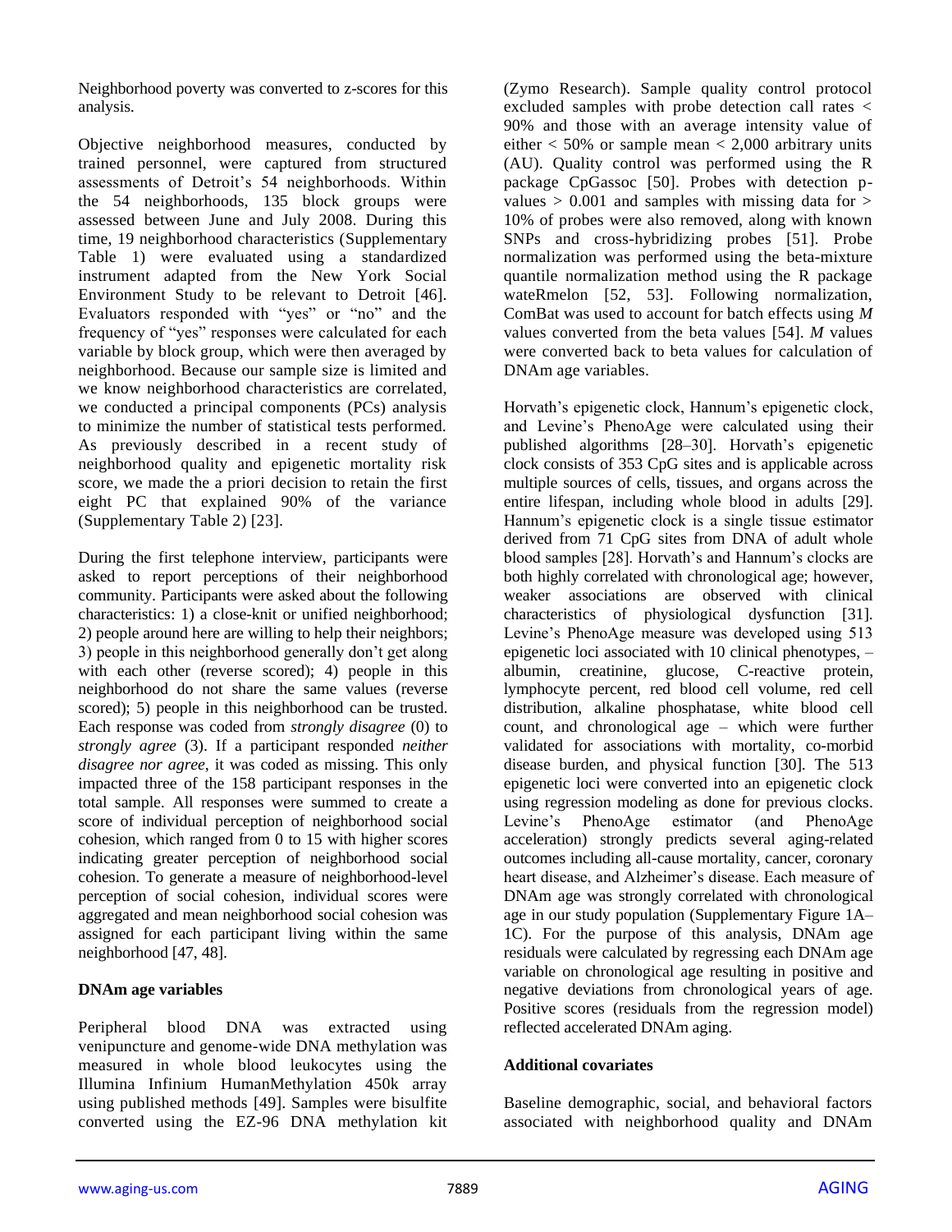Neighborhood poverty was converted to z-scores for this analysis.

Objective neighborhood measures, conducted by trained personnel, were captured from structured assessments of Detroit's 54 neighborhoods. Within the 54 neighborhoods, 135 block groups were assessed between June and July 2008. During this time, 19 neighborhood characteristics (Supplementary Table 1) were evaluated using a standardized instrument adapted from the New York Social Environment Study to be relevant to Detroit [46]. Evaluators responded with "yes" or "no" and the frequency of "yes" responses were calculated for each variable by block group, which were then averaged by neighborhood. Because our sample size is limited and we know neighborhood characteristics are correlated, we conducted a principal components (PCs) analysis to minimize the number of statistical tests performed. As previously described in a recent study of neighborhood quality and epigenetic mortality risk score, we made the a priori decision to retain the first eight PC that explained 90% of the variance (Supplementary Table 2) [23].

During the first telephone interview, participants were asked to report perceptions of their neighborhood community. Participants were asked about the following characteristics: 1) a close-knit or unified neighborhood; 2) people around here are willing to help their neighbors; 3) people in this neighborhood generally don't get along with each other (reverse scored); 4) people in this neighborhood do not share the same values (reverse scored); 5) people in this neighborhood can be trusted. Each response was coded from *strongly disagree* (0) to *strongly agree* (3). If a participant responded *neither disagree nor agree*, it was coded as missing. This only impacted three of the 158 participant responses in the total sample. All responses were summed to create a score of individual perception of neighborhood social cohesion, which ranged from 0 to 15 with higher scores indicating greater perception of neighborhood social cohesion. To generate a measure of neighborhood-level perception of social cohesion, individual scores were aggregated and mean neighborhood social cohesion was assigned for each participant living within the same neighborhood [47, 48].

**DNAm age variables**

Peripheral blood DNA was extracted using venipuncture and genome-wide DNA methylation was measured in whole blood leukocytes using the Illumina Infinium HumanMethylation 450k array using published methods [49]. Samples were bisulfite converted using the EZ-96 DNA methylation kit (Zymo Research). Sample quality control protocol excluded samples with probe detection call rates < 90% and those with an average intensity value of either < 50% or sample mean < 2,000 arbitrary units (AU). Quality control was performed using the R package CpGassoc [50]. Probes with detection p-values > 0.001 and samples with missing data for > 10% of probes were also removed, along with known SNPs and cross-hybridizing probes [51]. Probe normalization was performed using the beta-mixture quantile normalization method using the R package wateRmelon [52, 53]. Following normalization, ComBat was used to account for batch effects using *M* values converted from the beta values [54]. *M* values were converted back to beta values for calculation of DNAm age variables.

Horvath's epigenetic clock, Hannum's epigenetic clock, and Levine's PhenoAge were calculated using their published algorithms [28–30]. Horvath's epigenetic clock consists of 353 CpG sites and is applicable across multiple sources of cells, tissues, and organs across the entire lifespan, including whole blood in adults [29]. Hannum's epigenetic clock is a single tissue estimator derived from 71 CpG sites from DNA of adult whole blood samples [28]. Horvath's and Hannum's clocks are both highly correlated with chronological age; however, weaker associations are observed with clinical characteristics of physiological dysfunction [31]. Levine's PhenoAge measure was developed using 513 epigenetic loci associated with 10 clinical phenotypes, – albumin, creatinine, glucose, C-reactive protein, lymphocyte percent, red blood cell volume, red cell distribution, alkaline phosphatase, white blood cell count, and chronological age – which were further validated for associations with mortality, co-morbid disease burden, and physical function [30]. The 513 epigenetic loci were converted into an epigenetic clock using regression modeling as done for previous clocks. Levine's PhenoAge estimator (and PhenoAge acceleration) strongly predicts several aging-related outcomes including all-cause mortality, cancer, coronary heart disease, and Alzheimer's disease. Each measure of DNAm age was strongly correlated with chronological age in our study population (Supplementary Figure 1A–1C). For the purpose of this analysis, DNAm age residuals were calculated by regressing each DNAm age variable on chronological age resulting in positive and negative deviations from chronological years of age. Positive scores (residuals from the regression model) reflected accelerated DNAm aging.

**Additional covariates**

Baseline demographic, social, and behavioral factors associated with neighborhood quality and DNAm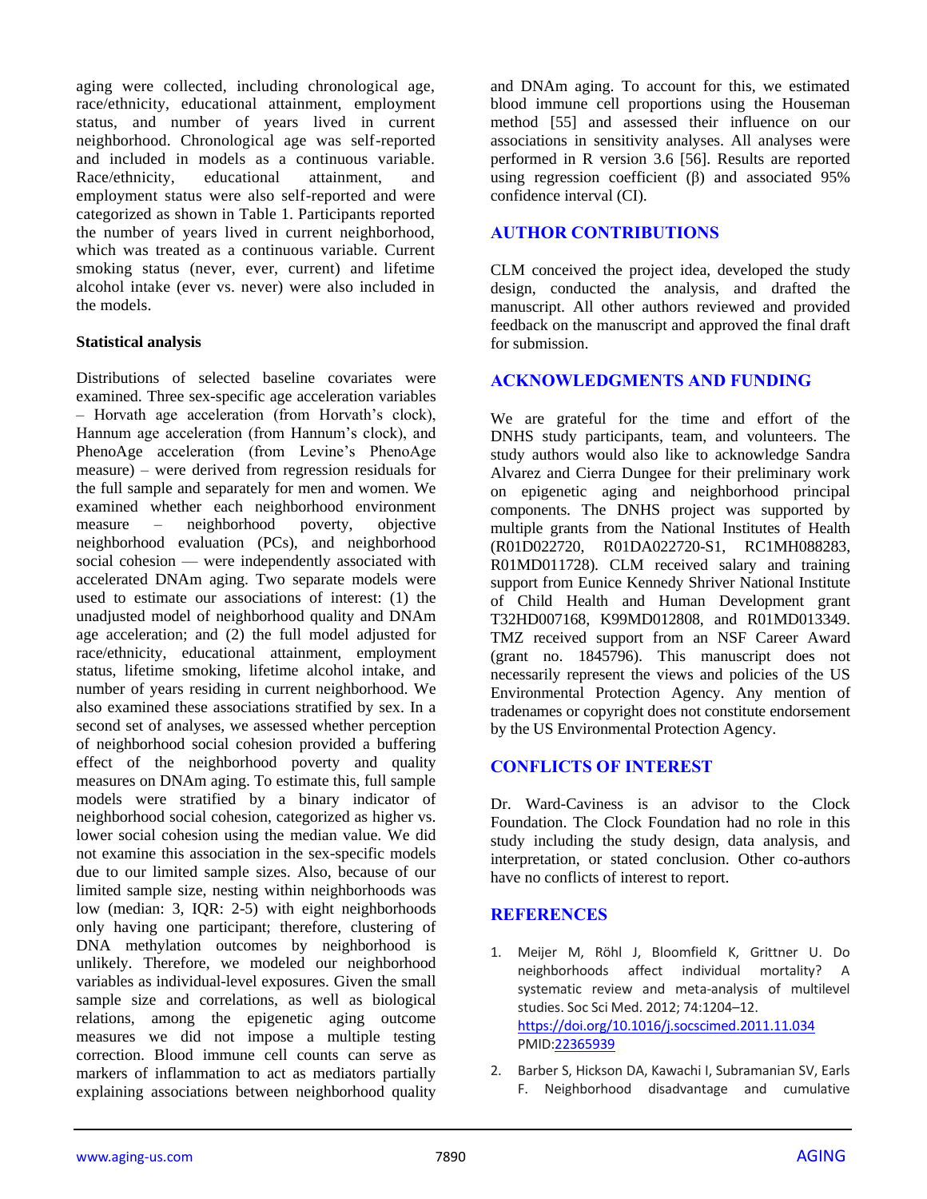aging were collected, including chronological age, race/ethnicity, educational attainment, employment status, and number of years lived in current neighborhood. Chronological age was self-reported and included in models as a continuous variable. Race/ethnicity, educational attainment, and employment status were also self-reported and were categorized as shown in Table 1. Participants reported the number of years lived in current neighborhood, which was treated as a continuous variable. Current smoking status (never, ever, current) and lifetime alcohol intake (ever vs. never) were also included in the models.

**Statistical analysis**

Distributions of selected baseline covariates were examined. Three sex-specific age acceleration variables – Horvath age acceleration (from Horvath's clock), Hannum age acceleration (from Hannum's clock), and PhenoAge acceleration (from Levine's PhenoAge measure) – were derived from regression residuals for the full sample and separately for men and women. We examined whether each neighborhood environment measure – neighborhood poverty, objective neighborhood evaluation (PCs), and neighborhood social cohesion — were independently associated with accelerated DNAm aging. Two separate models were used to estimate our associations of interest: (1) the unadjusted model of neighborhood quality and DNAm age acceleration; and (2) the full model adjusted for race/ethnicity, educational attainment, employment status, lifetime smoking, lifetime alcohol intake, and number of years residing in current neighborhood. We also examined these associations stratified by sex. In a second set of analyses, we assessed whether perception of neighborhood social cohesion provided a buffering effect of the neighborhood poverty and quality measures on DNAm aging. To estimate this, full sample models were stratified by a binary indicator of neighborhood social cohesion, categorized as higher vs. lower social cohesion using the median value. We did not examine this association in the sex-specific models due to our limited sample sizes. Also, because of our limited sample size, nesting within neighborhoods was low (median: 3, IQR: 2-5) with eight neighborhoods only having one participant; therefore, clustering of DNA methylation outcomes by neighborhood is unlikely. Therefore, we modeled our neighborhood variables as individual-level exposures. Given the small sample size and correlations, as well as biological relations, among the epigenetic aging outcome measures we did not impose a multiple testing correction. Blood immune cell counts can serve as markers of inflammation to act as mediators partially explaining associations between neighborhood quality and DNAm aging. To account for this, we estimated blood immune cell proportions using the Houseman method [55] and assessed their influence on our associations in sensitivity analyses. All analyses were performed in R version 3.6 [56]. Results are reported using regression coefficient (β) and associated 95% confidence interval (CI).

## AUTHOR CONTRIBUTIONS

CLM conceived the project idea, developed the study design, conducted the analysis, and drafted the manuscript. All other authors reviewed and provided feedback on the manuscript and approved the final draft for submission.

## ACKNOWLEDGMENTS AND FUNDING

We are grateful for the time and effort of the DNHS study participants, team, and volunteers. The study authors would also like to acknowledge Sandra Alvarez and Cierra Dungee for their preliminary work on epigenetic aging and neighborhood principal components. The DNHS project was supported by multiple grants from the National Institutes of Health (R01D022720, R01DA022720-S1, RC1MH088283, R01MD011728). CLM received salary and training support from Eunice Kennedy Shriver National Institute of Child Health and Human Development grant T32HD007168, K99MD012808, and R01MD013349. TMZ received support from an NSF Career Award (grant no. 1845796). This manuscript does not necessarily represent the views and policies of the US Environmental Protection Agency. Any mention of tradenames or copyright does not constitute endorsement by the US Environmental Protection Agency.

## CONFLICTS OF INTEREST

Dr. Ward-Caviness is an advisor to the Clock Foundation. The Clock Foundation had no role in this study including the study design, data analysis, and interpretation, or stated conclusion. Other co-authors have no conflicts of interest to report.

## REFERENCES

1. Meijer M, Röhl J, Bloomfield K, Grittner U. Do neighborhoods affect individual mortality? A systematic review and meta-analysis of multilevel studies. Soc Sci Med. 2012; 74:1204–12. https://doi.org/10.1016/j.socscimed.2011.11.034 PMID:22365939

2. Barber S, Hickson DA, Kawachi I, Subramanian SV, Earls F. Neighborhood disadvantage and cumulative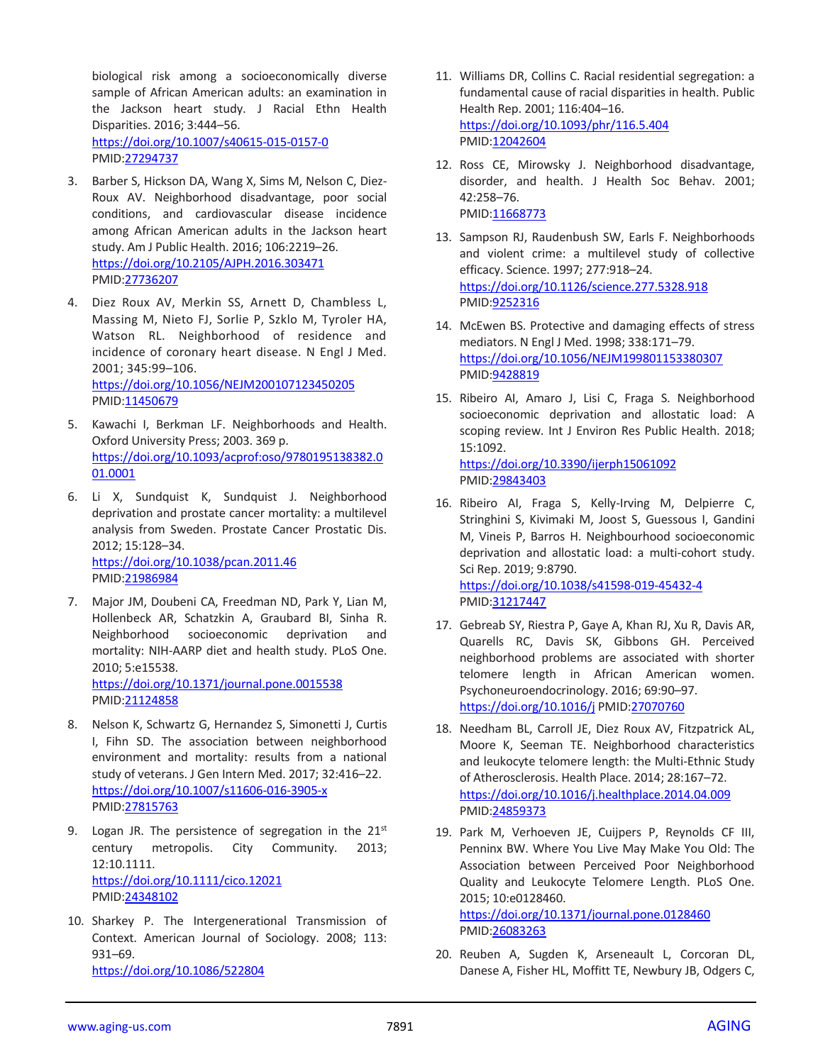biological risk among a socioeconomically diverse sample of African American adults: an examination in the Jackson heart study. J Racial Ethn Health Disparities. 2016; 3:444–56.
https://doi.org/10.1007/s40615-015-0157-0
PMID:27294737

3. Barber S, Hickson DA, Wang X, Sims M, Nelson C, Diez-Roux AV. Neighborhood disadvantage, poor social conditions, and cardiovascular disease incidence among African American adults in the Jackson heart study. Am J Public Health. 2016; 106:2219–26.
https://doi.org/10.2105/AJPH.2016.303471
PMID:27736207

4. Diez Roux AV, Merkin SS, Arnett D, Chambless L, Massing M, Nieto FJ, Sorlie P, Szklo M, Tyroler HA, Watson RL. Neighborhood of residence and incidence of coronary heart disease. N Engl J Med. 2001; 345:99–106.
https://doi.org/10.1056/NEJM200107123450205
PMID:11450679

5. Kawachi I, Berkman LF. Neighborhoods and Health. Oxford University Press; 2003. 369 p.
https://doi.org/10.1093/acprof:oso/9780195138382.001.0001

6. Li X, Sundquist K, Sundquist J. Neighborhood deprivation and prostate cancer mortality: a multilevel analysis from Sweden. Prostate Cancer Prostatic Dis. 2012; 15:128–34.
https://doi.org/10.1038/pcan.2011.46
PMID:21986984

7. Major JM, Doubeni CA, Freedman ND, Park Y, Lian M, Hollenbeck AR, Schatzkin A, Graubard BI, Sinha R. Neighborhood socioeconomic deprivation and mortality: NIH-AARP diet and health study. PLoS One. 2010; 5:e15538.
https://doi.org/10.1371/journal.pone.0015538
PMID:21124858

8. Nelson K, Schwartz G, Hernandez S, Simonetti J, Curtis I, Fihn SD. The association between neighborhood environment and mortality: results from a national study of veterans. J Gen Intern Med. 2017; 32:416–22.
https://doi.org/10.1007/s11606-016-3905-x
PMID:27815763

9. Logan JR. The persistence of segregation in the 21st century metropolis. City Community. 2013; 12:10.1111.
https://doi.org/10.1111/cico.12021
PMID:24348102

10. Sharkey P. The Intergenerational Transmission of Context. American Journal of Sociology. 2008; 113: 931–69.
https://doi.org/10.1086/522804

11. Williams DR, Collins C. Racial residential segregation: a fundamental cause of racial disparities in health. Public Health Rep. 2001; 116:404–16.
https://doi.org/10.1093/phr/116.5.404
PMID:12042604

12. Ross CE, Mirowsky J. Neighborhood disadvantage, disorder, and health. J Health Soc Behav. 2001; 42:258–76.
PMID:11668773

13. Sampson RJ, Raudenbush SW, Earls F. Neighborhoods and violent crime: a multilevel study of collective efficacy. Science. 1997; 277:918–24.
https://doi.org/10.1126/science.277.5328.918
PMID:9252316

14. McEwen BS. Protective and damaging effects of stress mediators. N Engl J Med. 1998; 338:171–79.
https://doi.org/10.1056/NEJM199801153380307
PMID:9428819

15. Ribeiro AI, Amaro J, Lisi C, Fraga S. Neighborhood socioeconomic deprivation and allostatic load: A scoping review. Int J Environ Res Public Health. 2018; 15:1092.
https://doi.org/10.3390/ijerph15061092
PMID:29843403

16. Ribeiro AI, Fraga S, Kelly-Irving M, Delpierre C, Stringhini S, Kivimaki M, Joost S, Guessous I, Gandini M, Vineis P, Barros H. Neighbourhood socioeconomic deprivation and allostatic load: a multi-cohort study. Sci Rep. 2019; 9:8790.
https://doi.org/10.1038/s41598-019-45432-4
PMID:31217447

17. Gebreab SY, Riestra P, Gaye A, Khan RJ, Xu R, Davis AR, Quarells RC, Davis SK, Gibbons GH. Perceived neighborhood problems are associated with shorter telomere length in African American women. Psychoneuroendocrinology. 2016; 69:90–97.
https://doi.org/10.1016/j PMID:27070760

18. Needham BL, Carroll JE, Diez Roux AV, Fitzpatrick AL, Moore K, Seeman TE. Neighborhood characteristics and leukocyte telomere length: the Multi-Ethnic Study of Atherosclerosis. Health Place. 2014; 28:167–72.
https://doi.org/10.1016/j.healthplace.2014.04.009
PMID:24859373

19. Park M, Verhoeven JE, Cuijpers P, Reynolds CF III, Penninx BW. Where You Live May Make You Old: The Association between Perceived Poor Neighborhood Quality and Leukocyte Telomere Length. PLoS One. 2015; 10:e0128460.
https://doi.org/10.1371/journal.pone.0128460
PMID:26083263

20. Reuben A, Sugden K, Arseneault L, Corcoran DL, Danese A, Fisher HL, Moffitt TE, Newbury JB, Odgers C,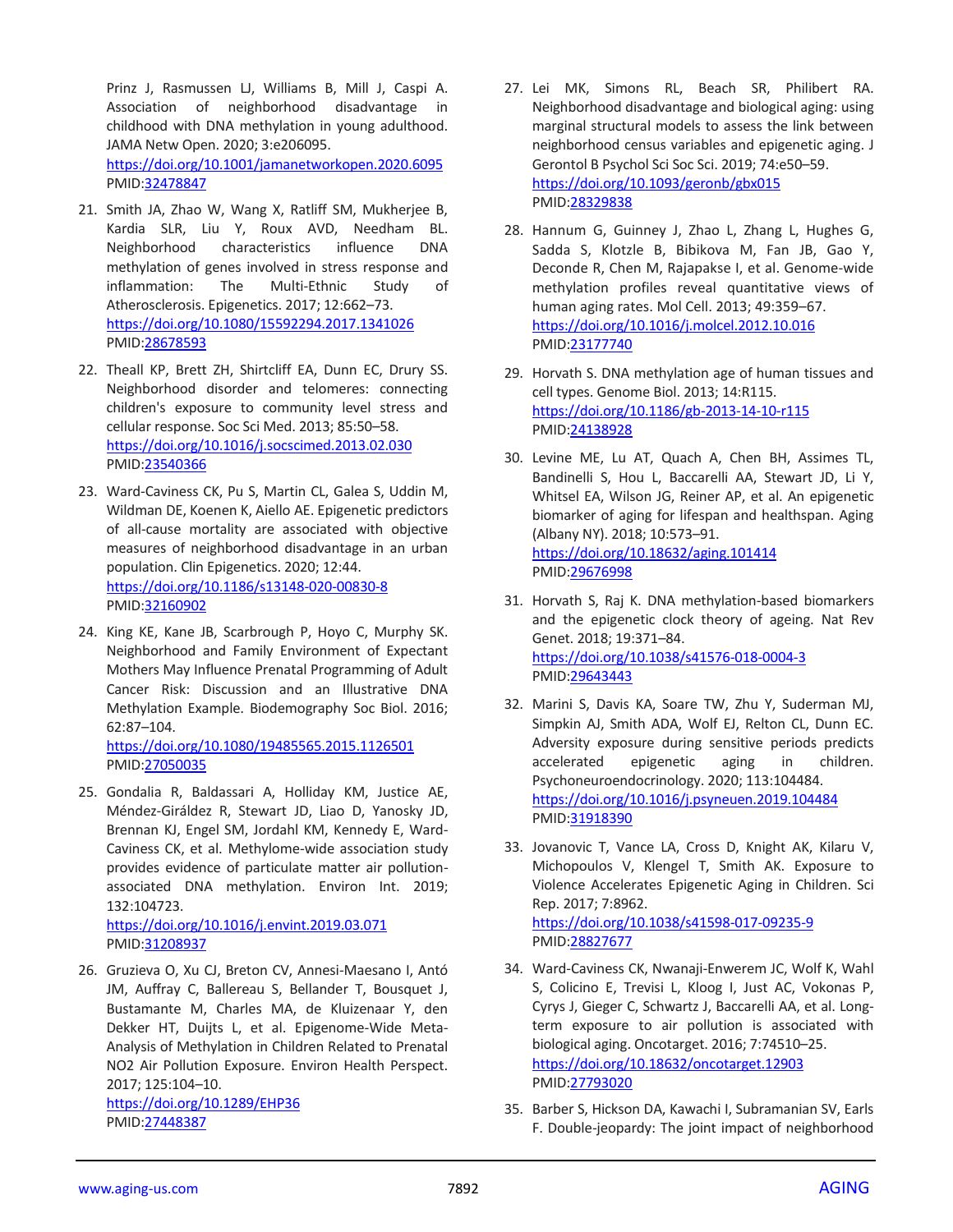Prinz J, Rasmussen LJ, Williams B, Mill J, Caspi A. Association of neighborhood disadvantage in childhood with DNA methylation in young adulthood. JAMA Netw Open. 2020; 3:e206095. https://doi.org/10.1001/jamanetworkopen.2020.6095 PMID:32478847

21. Smith JA, Zhao W, Wang X, Ratliff SM, Mukherjee B, Kardia SLR, Liu Y, Roux AVD, Needham BL. Neighborhood characteristics influence DNA methylation of genes involved in stress response and inflammation: The Multi-Ethnic Study of Atherosclerosis. Epigenetics. 2017; 12:662–73. https://doi.org/10.1080/15592294.2017.1341026 PMID:28678593

22. Theall KP, Brett ZH, Shirtcliff EA, Dunn EC, Drury SS. Neighborhood disorder and telomeres: connecting children's exposure to community level stress and cellular response. Soc Sci Med. 2013; 85:50–58. https://doi.org/10.1016/j.socscimed.2013.02.030 PMID:23540366

23. Ward-Caviness CK, Pu S, Martin CL, Galea S, Uddin M, Wildman DE, Koenen K, Aiello AE. Epigenetic predictors of all-cause mortality are associated with objective measures of neighborhood disadvantage in an urban population. Clin Epigenetics. 2020; 12:44. https://doi.org/10.1186/s13148-020-00830-8 PMID:32160902

24. King KE, Kane JB, Scarbrough P, Hoyo C, Murphy SK. Neighborhood and Family Environment of Expectant Mothers May Influence Prenatal Programming of Adult Cancer Risk: Discussion and an Illustrative DNA Methylation Example. Biodemography Soc Biol. 2016; 62:87–104. https://doi.org/10.1080/19485565.2015.1126501 PMID:27050035

25. Gondalia R, Baldassari A, Holliday KM, Justice AE, Méndez-Giráldez R, Stewart JD, Liao D, Yanosky JD, Brennan KJ, Engel SM, Jordahl KM, Kennedy E, Ward-Caviness CK, et al. Methylome-wide association study provides evidence of particulate matter air pollution-associated DNA methylation. Environ Int. 2019; 132:104723. https://doi.org/10.1016/j.envint.2019.03.071 PMID:31208937

26. Gruzieva O, Xu CJ, Breton CV, Annesi-Maesano I, Antó JM, Auffray C, Ballereau S, Bellander T, Bousquet J, Bustamante M, Charles MA, de Kluizenaar Y, den Dekker HT, Duijts L, et al. Epigenome-Wide Meta-Analysis of Methylation in Children Related to Prenatal NO2 Air Pollution Exposure. Environ Health Perspect. 2017; 125:104–10. https://doi.org/10.1289/EHP36 PMID:27448387

27. Lei MK, Simons RL, Beach SR, Philibert RA. Neighborhood disadvantage and biological aging: using marginal structural models to assess the link between neighborhood census variables and epigenetic aging. J Gerontol B Psychol Sci Soc Sci. 2019; 74:e50–59. https://doi.org/10.1093/geronb/gbx015 PMID:28329838

28. Hannum G, Guinney J, Zhao L, Zhang L, Hughes G, Sadda S, Klotzle B, Bibikova M, Fan JB, Gao Y, Deconde R, Chen M, Rajapakse I, et al. Genome-wide methylation profiles reveal quantitative views of human aging rates. Mol Cell. 2013; 49:359–67. https://doi.org/10.1016/j.molcel.2012.10.016 PMID:23177740

29. Horvath S. DNA methylation age of human tissues and cell types. Genome Biol. 2013; 14:R115. https://doi.org/10.1186/gb-2013-14-10-r115 PMID:24138928

30. Levine ME, Lu AT, Quach A, Chen BH, Assimes TL, Bandinelli S, Hou L, Baccarelli AA, Stewart JD, Li Y, Whitsel EA, Wilson JG, Reiner AP, et al. An epigenetic biomarker of aging for lifespan and healthspan. Aging (Albany NY). 2018; 10:573–91. https://doi.org/10.18632/aging.101414 PMID:29676998

31. Horvath S, Raj K. DNA methylation-based biomarkers and the epigenetic clock theory of ageing. Nat Rev Genet. 2018; 19:371–84. https://doi.org/10.1038/s41576-018-0004-3 PMID:29643443

32. Marini S, Davis KA, Soare TW, Zhu Y, Suderman MJ, Simpkin AJ, Smith ADA, Wolf EJ, Relton CL, Dunn EC. Adversity exposure during sensitive periods predicts accelerated epigenetic aging in children. Psychoneuroendocrinology. 2020; 113:104484. https://doi.org/10.1016/j.psyneuen.2019.104484 PMID:31918390

33. Jovanovic T, Vance LA, Cross D, Knight AK, Kilaru V, Michopoulos V, Klengel T, Smith AK. Exposure to Violence Accelerates Epigenetic Aging in Children. Sci Rep. 2017; 7:8962. https://doi.org/10.1038/s41598-017-09235-9 PMID:28827677

34. Ward-Caviness CK, Nwanaji-Enwerem JC, Wolf K, Wahl S, Colicino E, Trevisi L, Kloog I, Just AC, Vokonas P, Cyrys J, Gieger C, Schwartz J, Baccarelli AA, et al. Long-term exposure to air pollution is associated with biological aging. Oncotarget. 2016; 7:74510–25. https://doi.org/10.18632/oncotarget.12903 PMID:27793020

35. Barber S, Hickson DA, Kawachi I, Subramanian SV, Earls F. Double-jeopardy: The joint impact of neighborhood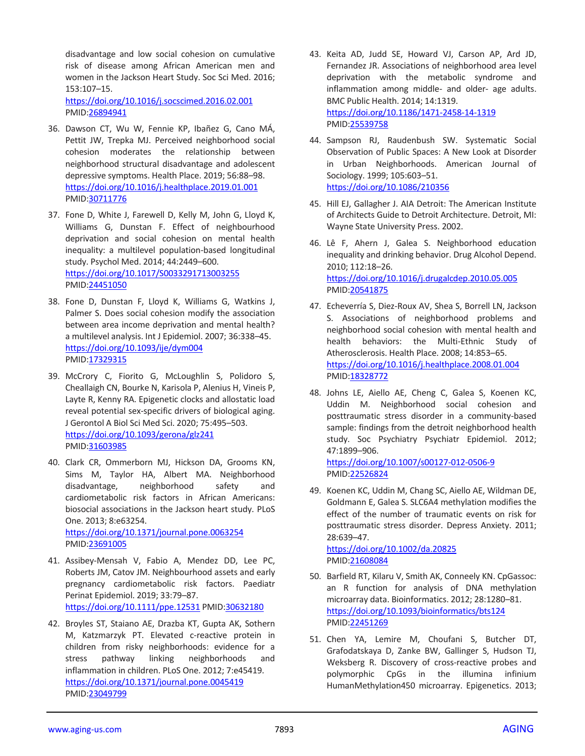disadvantage and low social cohesion on cumulative risk of disease among African American men and women in the Jackson Heart Study. Soc Sci Med. 2016; 153:107–15.
https://doi.org/10.1016/j.socscimed.2016.02.001
PMID:26894941

36. Dawson CT, Wu W, Fennie KP, Ibañez G, Cano MÁ, Pettit JW, Trepka MJ. Perceived neighborhood social cohesion moderates the relationship between neighborhood structural disadvantage and adolescent depressive symptoms. Health Place. 2019; 56:88–98.
https://doi.org/10.1016/j.healthplace.2019.01.001
PMID:30711776

37. Fone D, White J, Farewell D, Kelly M, John G, Lloyd K, Williams G, Dunstan F. Effect of neighbourhood deprivation and social cohesion on mental health inequality: a multilevel population-based longitudinal study. Psychol Med. 2014; 44:2449–600.
https://doi.org/10.1017/S0033291713003255
PMID:24451050

38. Fone D, Dunstan F, Lloyd K, Williams G, Watkins J, Palmer S. Does social cohesion modify the association between area income deprivation and mental health? a multilevel analysis. Int J Epidemiol. 2007; 36:338–45.
https://doi.org/10.1093/ije/dym004
PMID:17329315

39. McCrory C, Fiorito G, McLoughlin S, Polidoro S, Cheallaigh CN, Bourke N, Karisola P, Alenius H, Vineis P, Layte R, Kenny RA. Epigenetic clocks and allostatic load reveal potential sex-specific drivers of biological aging. J Gerontol A Biol Sci Med Sci. 2020; 75:495–503.
https://doi.org/10.1093/gerona/glz241
PMID:31603985

40. Clark CR, Ommerborn MJ, Hickson DA, Grooms KN, Sims M, Taylor HA, Albert MA. Neighborhood disadvantage, neighborhood safety and cardiometabolic risk factors in African Americans: biosocial associations in the Jackson heart study. PLoS One. 2013; 8:e63254.
https://doi.org/10.1371/journal.pone.0063254
PMID:23691005

41. Assibey-Mensah V, Fabio A, Mendez DD, Lee PC, Roberts JM, Catov JM. Neighbourhood assets and early pregnancy cardiometabolic risk factors. Paediatr Perinat Epidemiol. 2019; 33:79–87.
https://doi.org/10.1111/ppe.12531 PMID:30632180

42. Broyles ST, Staiano AE, Drazba KT, Gupta AK, Sothern M, Katzmarzyk PT. Elevated c-reactive protein in children from risky neighborhoods: evidence for a stress pathway linking neighborhoods and inflammation in children. PLoS One. 2012; 7:e45419.
https://doi.org/10.1371/journal.pone.0045419
PMID:23049799

43. Keita AD, Judd SE, Howard VJ, Carson AP, Ard JD, Fernandez JR. Associations of neighborhood area level deprivation with the metabolic syndrome and inflammation among middle- and older- age adults. BMC Public Health. 2014; 14:1319.
https://doi.org/10.1186/1471-2458-14-1319
PMID:25539758

44. Sampson RJ, Raudenbush SW. Systematic Social Observation of Public Spaces: A New Look at Disorder in Urban Neighborhoods. American Journal of Sociology. 1999; 105:603–51.
https://doi.org/10.1086/210356

45. Hill EJ, Gallagher J. AIA Detroit: The American Institute of Architects Guide to Detroit Architecture. Detroit, MI: Wayne State University Press. 2002.

46. Lê F, Ahern J, Galea S. Neighborhood education inequality and drinking behavior. Drug Alcohol Depend. 2010; 112:18–26.
https://doi.org/10.1016/j.drugalcdep.2010.05.005
PMID:20541875

47. Echeverría S, Diez-Roux AV, Shea S, Borrell LN, Jackson S. Associations of neighborhood problems and neighborhood social cohesion with mental health and health behaviors: the Multi-Ethnic Study of Atherosclerosis. Health Place. 2008; 14:853–65.
https://doi.org/10.1016/j.healthplace.2008.01.004
PMID:18328772

48. Johns LE, Aiello AE, Cheng C, Galea S, Koenen KC, Uddin M. Neighborhood social cohesion and posttraumatic stress disorder in a community-based sample: findings from the detroit neighborhood health study. Soc Psychiatry Psychiatr Epidemiol. 2012; 47:1899–906.
https://doi.org/10.1007/s00127-012-0506-9
PMID:22526824

49. Koenen KC, Uddin M, Chang SC, Aiello AE, Wildman DE, Goldmann E, Galea S. SLC6A4 methylation modifies the effect of the number of traumatic events on risk for posttraumatic stress disorder. Depress Anxiety. 2011; 28:639–47.
https://doi.org/10.1002/da.20825
PMID:21608084

50. Barfield RT, Kilaru V, Smith AK, Conneely KN. CpGassoc: an R function for analysis of DNA methylation microarray data. Bioinformatics. 2012; 28:1280–81.
https://doi.org/10.1093/bioinformatics/bts124
PMID:22451269

51. Chen YA, Lemire M, Choufani S, Butcher DT, Grafodatskaya D, Zanke BW, Gallinger S, Hudson TJ, Weksberg R. Discovery of cross-reactive probes and polymorphic CpGs in the illumina infinium HumanMethylation450 microarray. Epigenetics. 2013;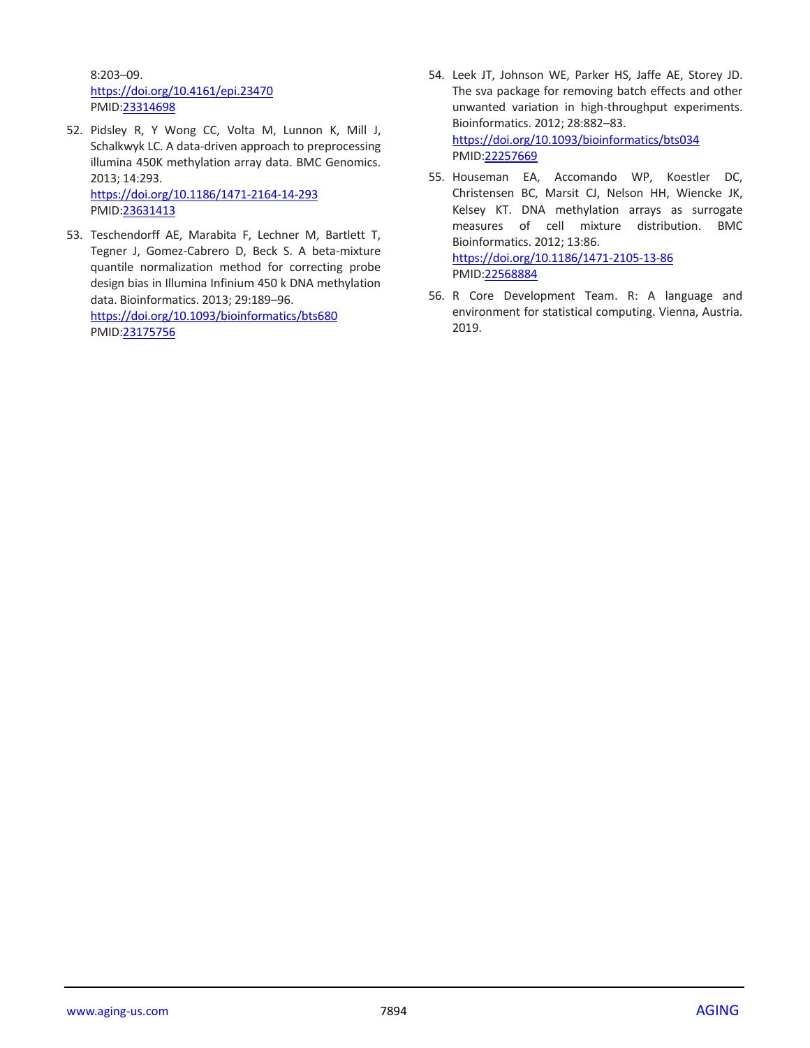8:203–09.
https://doi.org/10.4161/epi.23470
PMID:23314698

52. Pidsley R, Y Wong CC, Volta M, Lunnon K, Mill J, Schalkwyk LC. A data-driven approach to preprocessing illumina 450K methylation array data. BMC Genomics. 2013; 14:293.
https://doi.org/10.1186/1471-2164-14-293
PMID:23631413

53. Teschendorff AE, Marabita F, Lechner M, Bartlett T, Tegner J, Gomez-Cabrero D, Beck S. A beta-mixture quantile normalization method for correcting probe design bias in Illumina Infinium 450 k DNA methylation data. Bioinformatics. 2013; 29:189–96.
https://doi.org/10.1093/bioinformatics/bts680
PMID:23175756

54. Leek JT, Johnson WE, Parker HS, Jaffe AE, Storey JD. The sva package for removing batch effects and other unwanted variation in high-throughput experiments. Bioinformatics. 2012; 28:882–83.
https://doi.org/10.1093/bioinformatics/bts034
PMID:22257669

55. Houseman EA, Accomando WP, Koestler DC, Christensen BC, Marsit CJ, Nelson HH, Wiencke JK, Kelsey KT. DNA methylation arrays as surrogate measures of cell mixture distribution. BMC Bioinformatics. 2012; 13:86.
https://doi.org/10.1186/1471-2105-13-86
PMID:22568884

56. R Core Development Team. R: A language and environment for statistical computing. Vienna, Austria. 2019.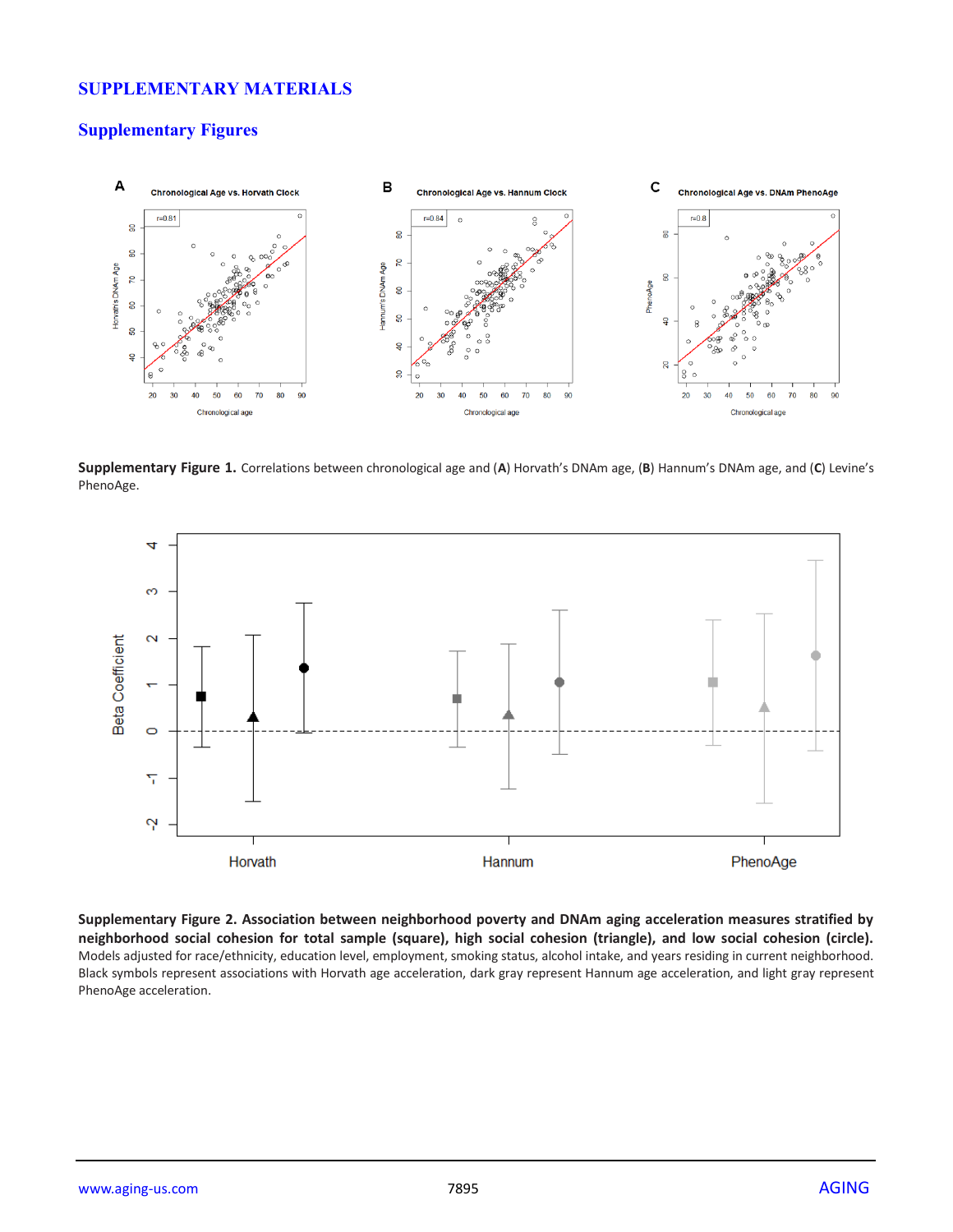# SUPPLEMENTARY MATERIALS

## Supplementary Figures

**Supplementary Figure 1.** Correlations between chronological age and (**A**) Horvath's DNAm age, (**B**) Hannum's DNAm age, and (**C**) Levine's PhenoAge.

**Supplementary Figure 2. Association between neighborhood poverty and DNAm aging acceleration measures stratified by neighborhood social cohesion for total sample (square), high social cohesion (triangle), and low social cohesion (circle).** Models adjusted for race/ethnicity, education level, employment, smoking status, alcohol intake, and years residing in current neighborhood. Black symbols represent associations with Horvath age acceleration, dark gray represent Hannum age acceleration, and light gray represent PhenoAge acceleration.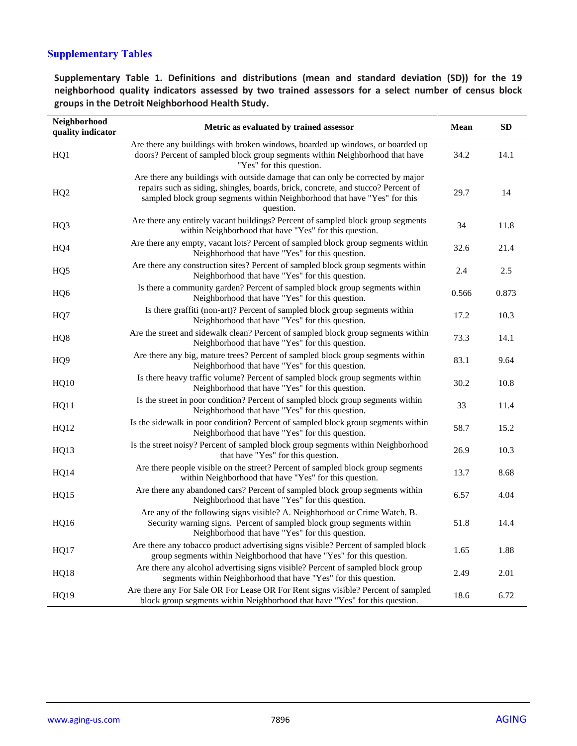## Supplementary Tables

**Supplementary Table 1. Definitions and distributions (mean and standard deviation (SD)) for the 19 neighborhood quality indicators assessed by two trained assessors for a select number of census block groups in the Detroit Neighborhood Health Study.**

| Neighborhood quality indicator | Metric as evaluated by trained assessor | Mean | SD |
|---|---|---|---|
| HQ1 | Are there any buildings with broken windows, boarded up windows, or boarded up doors? Percent of sampled block group segments within Neighborhood that have "Yes" for this question. | 34.2 | 14.1 |
| HQ2 | Are there any buildings with outside damage that can only be corrected by major repairs such as siding, shingles, boards, brick, concrete, and stucco? Percent of sampled block group segments within Neighborhood that have "Yes" for this question. | 29.7 | 14 |
| HQ3 | Are there any entirely vacant buildings? Percent of sampled block group segments within Neighborhood that have "Yes" for this question. | 34 | 11.8 |
| HQ4 | Are there any empty, vacant lots? Percent of sampled block group segments within Neighborhood that have "Yes" for this question. | 32.6 | 21.4 |
| HQ5 | Are there any construction sites? Percent of sampled block group segments within Neighborhood that have "Yes" for this question. | 2.4 | 2.5 |
| HQ6 | Is there a community garden? Percent of sampled block group segments within Neighborhood that have "Yes" for this question. | 0.566 | 0.873 |
| HQ7 | Is there graffiti (non-art)? Percent of sampled block group segments within Neighborhood that have "Yes" for this question. | 17.2 | 10.3 |
| HQ8 | Are the street and sidewalk clean? Percent of sampled block group segments within Neighborhood that have "Yes" for this question. | 73.3 | 14.1 |
| HQ9 | Are there any big, mature trees? Percent of sampled block group segments within Neighborhood that have "Yes" for this question. | 83.1 | 9.64 |
| HQ10 | Is there heavy traffic volume? Percent of sampled block group segments within Neighborhood that have "Yes" for this question. | 30.2 | 10.8 |
| HQ11 | Is the street in poor condition? Percent of sampled block group segments within Neighborhood that have "Yes" for this question. | 33 | 11.4 |
| HQ12 | Is the sidewalk in poor condition? Percent of sampled block group segments within Neighborhood that have "Yes" for this question. | 58.7 | 15.2 |
| HQ13 | Is the street noisy? Percent of sampled block group segments within Neighborhood that have "Yes" for this question. | 26.9 | 10.3 |
| HQ14 | Are there people visible on the street? Percent of sampled block group segments within Neighborhood that have "Yes" for this question. | 13.7 | 8.68 |
| HQ15 | Are there any abandoned cars? Percent of sampled block group segments within Neighborhood that have "Yes" for this question. | 6.57 | 4.04 |
| HQ16 | Are any of the following signs visible? A. Neighborhood or Crime Watch. B. Security warning signs. Percent of sampled block group segments within Neighborhood that have "Yes" for this question. | 51.8 | 14.4 |
| HQ17 | Are there any tobacco product advertising signs visible? Percent of sampled block group segments within Neighborhood that have "Yes" for this question. | 1.65 | 1.88 |
| HQ18 | Are there any alcohol advertising signs visible? Percent of sampled block group segments within Neighborhood that have "Yes" for this question. | 2.49 | 2.01 |
| HQ19 | Are there any For Sale OR For Lease OR For Rent signs visible? Percent of sampled block group segments within Neighborhood that have "Yes" for this question. | 18.6 | 6.72 |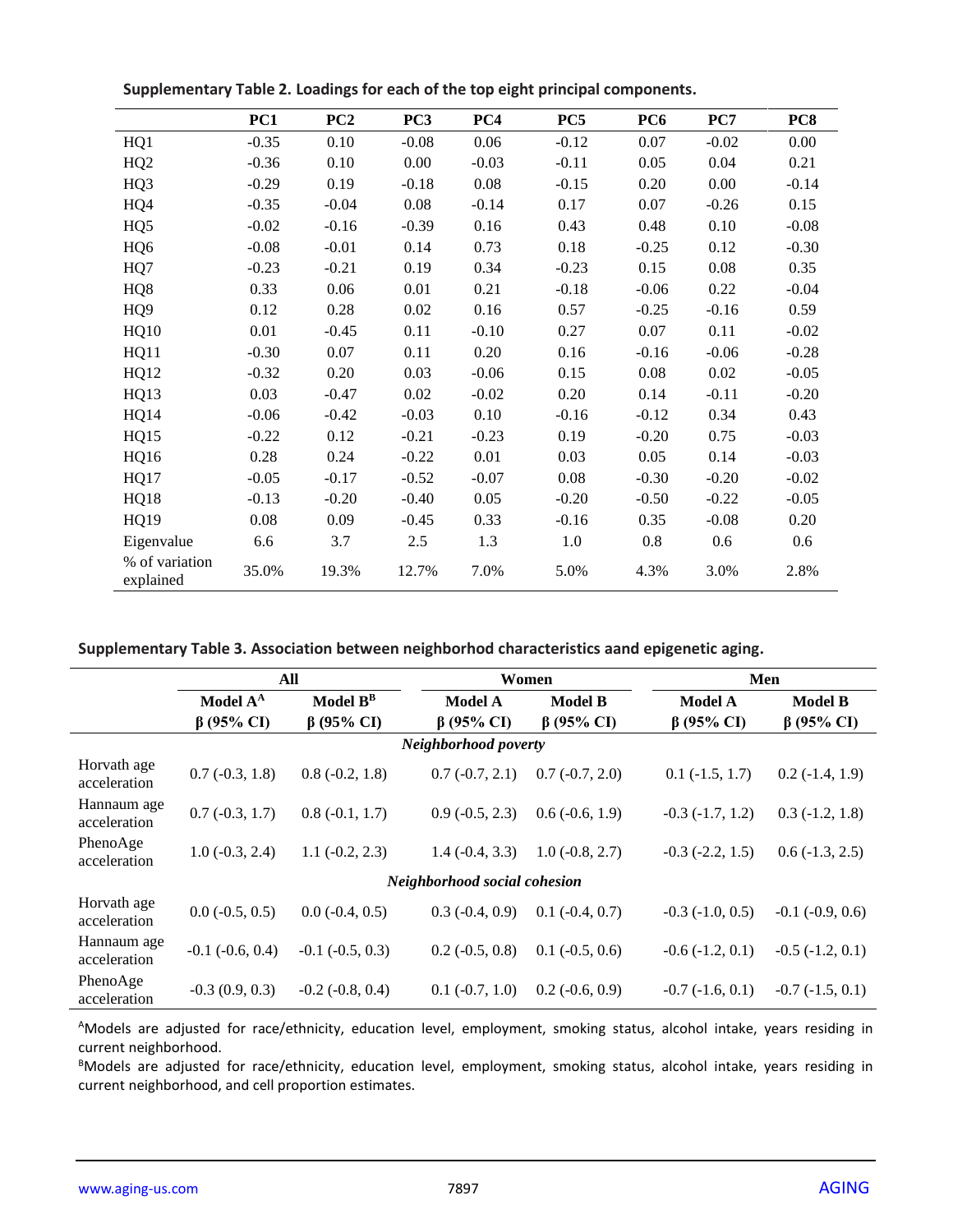**Supplementary Table 2. Loadings for each of the top eight principal components.**

| | PC1 | PC2 | PC3 | PC4 | PC5 | PC6 | PC7 | PC8 |
|---|---|---|---|---|---|---|---|---|
| HQ1 | -0.35 | 0.10 | -0.08 | 0.06 | -0.12 | 0.07 | -0.02 | 0.00 |
| HQ2 | -0.36 | 0.10 | 0.00 | -0.03 | -0.11 | 0.05 | 0.04 | 0.21 |
| HQ3 | -0.29 | 0.19 | -0.18 | 0.08 | -0.15 | 0.20 | 0.00 | -0.14 |
| HQ4 | -0.35 | -0.04 | 0.08 | -0.14 | 0.17 | 0.07 | -0.26 | 0.15 |
| HQ5 | -0.02 | -0.16 | -0.39 | 0.16 | 0.43 | 0.48 | 0.10 | -0.08 |
| HQ6 | -0.08 | -0.01 | 0.14 | 0.73 | 0.18 | -0.25 | 0.12 | -0.30 |
| HQ7 | -0.23 | -0.21 | 0.19 | 0.34 | -0.23 | 0.15 | 0.08 | 0.35 |
| HQ8 | 0.33 | 0.06 | 0.01 | 0.21 | -0.18 | -0.06 | 0.22 | -0.04 |
| HQ9 | 0.12 | 0.28 | 0.02 | 0.16 | 0.57 | -0.25 | -0.16 | 0.59 |
| HQ10 | 0.01 | -0.45 | 0.11 | -0.10 | 0.27 | 0.07 | 0.11 | -0.02 |
| HQ11 | -0.30 | 0.07 | 0.11 | 0.20 | 0.16 | -0.16 | -0.06 | -0.28 |
| HQ12 | -0.32 | 0.20 | 0.03 | -0.06 | 0.15 | 0.08 | 0.02 | -0.05 |
| HQ13 | 0.03 | -0.47 | 0.02 | -0.02 | 0.20 | 0.14 | -0.11 | -0.20 |
| HQ14 | -0.06 | -0.42 | -0.03 | 0.10 | -0.16 | -0.12 | 0.34 | 0.43 |
| HQ15 | -0.22 | 0.12 | -0.21 | -0.23 | 0.19 | -0.20 | 0.75 | -0.03 |
| HQ16 | 0.28 | 0.24 | -0.22 | 0.01 | 0.03 | 0.05 | 0.14 | -0.03 |
| HQ17 | -0.05 | -0.17 | -0.52 | -0.07 | 0.08 | -0.30 | -0.20 | -0.02 |
| HQ18 | -0.13 | -0.20 | -0.40 | 0.05 | -0.20 | -0.50 | -0.22 | -0.05 |
| HQ19 | 0.08 | 0.09 | -0.45 | 0.33 | -0.16 | 0.35 | -0.08 | 0.20 |
| Eigenvalue | 6.6 | 3.7 | 2.5 | 1.3 | 1.0 | 0.8 | 0.6 | 0.6 |
| % of variation explained | 35.0% | 19.3% | 12.7% | 7.0% | 5.0% | 4.3% | 3.0% | 2.8% |

**Supplementary Table 3. Association between neighborhod characteristics aand epigenetic aging.**

| | All | | Women | | Men | |
|---|---|---|---|---|---|---|
| | Model A[A] β (95% CI) | Model B[B] β (95% CI) | Model A β (95% CI) | Model B β (95% CI) | Model A β (95% CI) | Model B β (95% CI) |
| ***Neighborhood poverty*** | | | | | | |
| Horvath age acceleration | 0.7 (-0.3, 1.8) | 0.8 (-0.2, 1.8) | 0.7 (-0.7, 2.1) | 0.7 (-0.7, 2.0) | 0.1 (-1.5, 1.7) | 0.2 (-1.4, 1.9) |
| Hannaum age acceleration | 0.7 (-0.3, 1.7) | 0.8 (-0.1, 1.7) | 0.9 (-0.5, 2.3) | 0.6 (-0.6, 1.9) | -0.3 (-1.7, 1.2) | 0.3 (-1.2, 1.8) |
| PhenoAge acceleration | 1.0 (-0.3, 2.4) | 1.1 (-0.2, 2.3) | 1.4 (-0.4, 3.3) | 1.0 (-0.8, 2.7) | -0.3 (-2.2, 1.5) | 0.6 (-1.3, 2.5) |
| ***Neighborhood social cohesion*** | | | | | | |
| Horvath age acceleration | 0.0 (-0.5, 0.5) | 0.0 (-0.4, 0.5) | 0.3 (-0.4, 0.9) | 0.1 (-0.4, 0.7) | -0.3 (-1.0, 0.5) | -0.1 (-0.9, 0.6) |
| Hannaum age acceleration | -0.1 (-0.6, 0.4) | -0.1 (-0.5, 0.3) | 0.2 (-0.5, 0.8) | 0.1 (-0.5, 0.6) | -0.6 (-1.2, 0.1) | -0.5 (-1.2, 0.1) |
| PhenoAge acceleration | -0.3 (0.9, 0.3) | -0.2 (-0.8, 0.4) | 0.1 (-0.7, 1.0) | 0.2 (-0.6, 0.9) | -0.7 (-1.6, 0.1) | -0.7 (-1.5, 0.1) |

[A]Models are adjusted for race/ethnicity, education level, employment, smoking status, alcohol intake, years residing in current neighborhood.

[B]Models are adjusted for race/ethnicity, education level, employment, smoking status, alcohol intake, years residing in current neighborhood, and cell proportion estimates.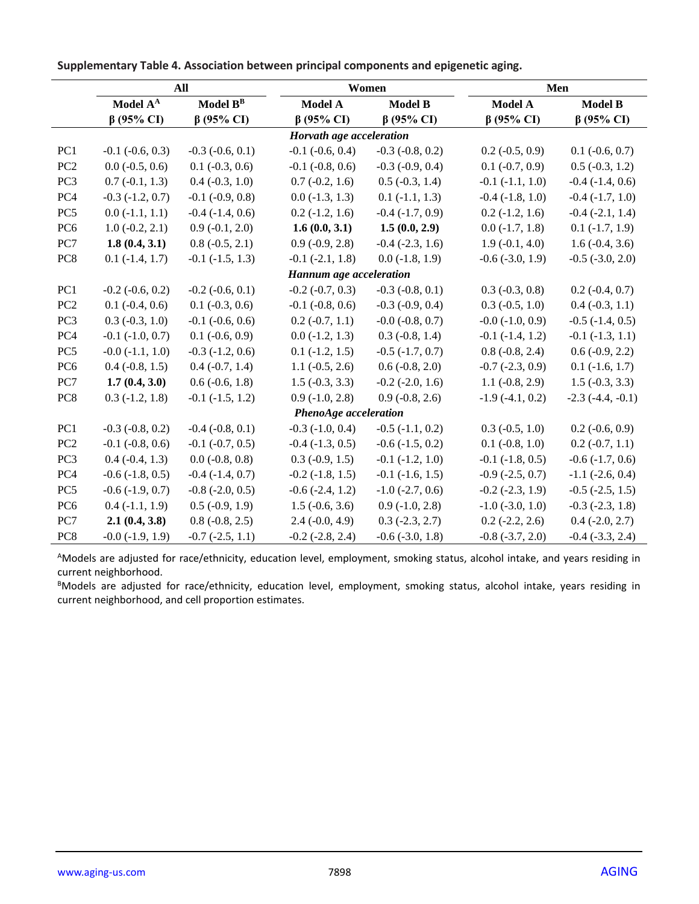**Supplementary Table 4. Association between principal components and epigenetic aging.**

| | All | | Women | | Men | |
|---|---|---|---|---|---|---|
| | Model A[A] | Model B[B] | Model A | Model B | Model A | Model B |
| | β (95% CI) | β (95% CI) | β (95% CI) | β (95% CI) | β (95% CI) | β (95% CI) |
| | | | ***Horvath age acceleration*** | | | |
| PC1 | -0.1 (-0.6, 0.3) | -0.3 (-0.6, 0.1) | -0.1 (-0.6, 0.4) | -0.3 (-0.8, 0.2) | 0.2 (-0.5, 0.9) | 0.1 (-0.6, 0.7) |
| PC2 | 0.0 (-0.5, 0.6) | 0.1 (-0.3, 0.6) | -0.1 (-0.8, 0.6) | -0.3 (-0.9, 0.4) | 0.1 (-0.7, 0.9) | 0.5 (-0.3, 1.2) |
| PC3 | 0.7 (-0.1, 1.3) | 0.4 (-0.3, 1.0) | 0.7 (-0.2, 1.6) | 0.5 (-0.3, 1.4) | -0.1 (-1.1, 1.0) | -0.4 (-1.4, 0.6) |
| PC4 | -0.3 (-1.2, 0.7) | -0.1 (-0.9, 0.8) | 0.0 (-1.3, 1.3) | 0.1 (-1.1, 1.3) | -0.4 (-1.8, 1.0) | -0.4 (-1.7, 1.0) |
| PC5 | 0.0 (-1.1, 1.1) | -0.4 (-1.4, 0.6) | 0.2 (-1.2, 1.6) | -0.4 (-1.7, 0.9) | 0.2 (-1.2, 1.6) | -0.4 (-2.1, 1.4) |
| PC6 | 1.0 (-0.2, 2.1) | 0.9 (-0.1, 2.0) | **1.6 (0.0, 3.1)** | **1.5 (0.0, 2.9)** | 0.0 (-1.7, 1.8) | 0.1 (-1.7, 1.9) |
| PC7 | **1.8 (0.4, 3.1)** | 0.8 (-0.5, 2.1) | 0.9 (-0.9, 2.8) | -0.4 (-2.3, 1.6) | 1.9 (-0.1, 4.0) | 1.6 (-0.4, 3.6) |
| PC8 | 0.1 (-1.4, 1.7) | -0.1 (-1.5, 1.3) | -0.1 (-2.1, 1.8) | 0.0 (-1.8, 1.9) | -0.6 (-3.0, 1.9) | -0.5 (-3.0, 2.0) |
| | | | ***Hannum age acceleration*** | | | |
| PC1 | -0.2 (-0.6, 0.2) | -0.2 (-0.6, 0.1) | -0.2 (-0.7, 0.3) | -0.3 (-0.8, 0.1) | 0.3 (-0.3, 0.8) | 0.2 (-0.4, 0.7) |
| PC2 | 0.1 (-0.4, 0.6) | 0.1 (-0.3, 0.6) | -0.1 (-0.8, 0.6) | -0.3 (-0.9, 0.4) | 0.3 (-0.5, 1.0) | 0.4 (-0.3, 1.1) |
| PC3 | 0.3 (-0.3, 1.0) | -0.1 (-0.6, 0.6) | 0.2 (-0.7, 1.1) | -0.0 (-0.8, 0.7) | -0.0 (-1.0, 0.9) | -0.5 (-1.4, 0.5) |
| PC4 | -0.1 (-1.0, 0.7) | 0.1 (-0.6, 0.9) | 0.0 (-1.2, 1.3) | 0.3 (-0.8, 1.4) | -0.1 (-1.4, 1.2) | -0.1 (-1.3, 1.1) |
| PC5 | -0.0 (-1.1, 1.0) | -0.3 (-1.2, 0.6) | 0.1 (-1.2, 1.5) | -0.5 (-1.7, 0.7) | 0.8 (-0.8, 2.4) | 0.6 (-0.9, 2.2) |
| PC6 | 0.4 (-0.8, 1.5) | 0.4 (-0.7, 1.4) | 1.1 (-0.5, 2.6) | 0.6 (-0.8, 2.0) | -0.7 (-2.3, 0.9) | 0.1 (-1.6, 1.7) |
| PC7 | **1.7 (0.4, 3.0)** | 0.6 (-0.6, 1.8) | 1.5 (-0.3, 3.3) | -0.2 (-2.0, 1.6) | 1.1 (-0.8, 2.9) | 1.5 (-0.3, 3.3) |
| PC8 | 0.3 (-1.2, 1.8) | -0.1 (-1.5, 1.2) | 0.9 (-1.0, 2.8) | 0.9 (-0.8, 2.6) | -1.9 (-4.1, 0.2) | -2.3 (-4.4, -0.1) |
| | | | ***PhenoAge acceleration*** | | | |
| PC1 | -0.3 (-0.8, 0.2) | -0.4 (-0.8, 0.1) | -0.3 (-1.0, 0.4) | -0.5 (-1.1, 0.2) | 0.3 (-0.5, 1.0) | 0.2 (-0.6, 0.9) |
| PC2 | -0.1 (-0.8, 0.6) | -0.1 (-0.7, 0.5) | -0.4 (-1.3, 0.5) | -0.6 (-1.5, 0.2) | 0.1 (-0.8, 1.0) | 0.2 (-0.7, 1.1) |
| PC3 | 0.4 (-0.4, 1.3) | 0.0 (-0.8, 0.8) | 0.3 (-0.9, 1.5) | -0.1 (-1.2, 1.0) | -0.1 (-1.8, 0.5) | -0.6 (-1.7, 0.6) |
| PC4 | -0.6 (-1.8, 0.5) | -0.4 (-1.4, 0.7) | -0.2 (-1.8, 1.5) | -0.1 (-1.6, 1.5) | -0.9 (-2.5, 0.7) | -1.1 (-2.6, 0.4) |
| PC5 | -0.6 (-1.9, 0.7) | -0.8 (-2.0, 0.5) | -0.6 (-2.4, 1.2) | -1.0 (-2.7, 0.6) | -0.2 (-2.3, 1.9) | -0.5 (-2.5, 1.5) |
| PC6 | 0.4 (-1.1, 1.9) | 0.5 (-0.9, 1.9) | 1.5 (-0.6, 3.6) | 0.9 (-1.0, 2.8) | -1.0 (-3.0, 1.0) | -0.3 (-2.3, 1.8) |
| PC7 | **2.1 (0.4, 3.8)** | 0.8 (-0.8, 2.5) | 2.4 (-0.0, 4.9) | 0.3 (-2.3, 2.7) | 0.2 (-2.2, 2.6) | 0.4 (-2.0, 2.7) |
| PC8 | -0.0 (-1.9, 1.9) | -0.7 (-2.5, 1.1) | -0.2 (-2.8, 2.4) | -0.6 (-3.0, 1.8) | -0.8 (-3.7, 2.0) | -0.4 (-3.3, 2.4) |

[A]Models are adjusted for race/ethnicity, education level, employment, smoking status, alcohol intake, and years residing in current neighborhood.

[B]Models are adjusted for race/ethnicity, education level, employment, smoking status, alcohol intake, years residing in current neighborhood, and cell proportion estimates.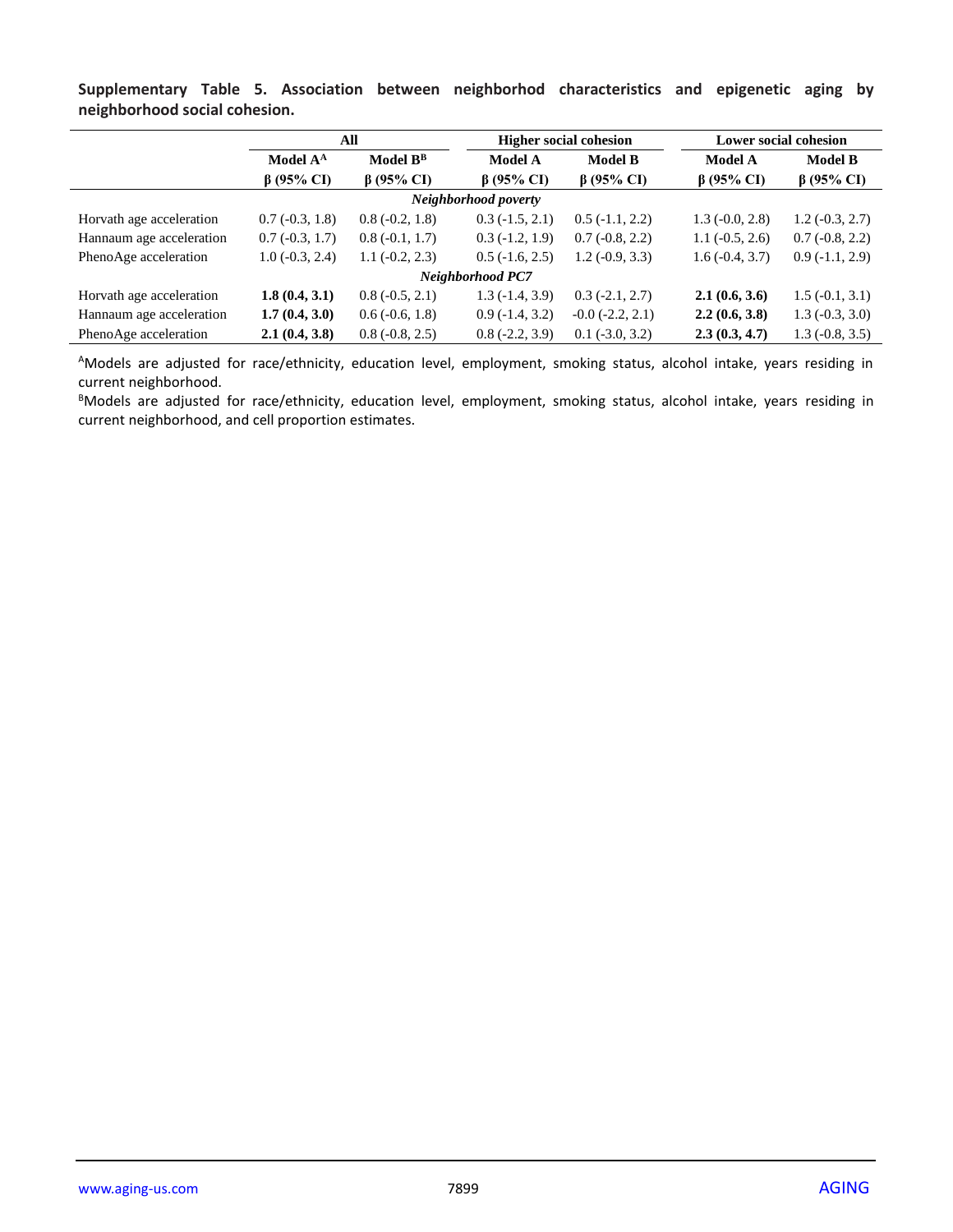**Supplementary Table 5. Association between neighborhod characteristics and epigenetic aging by neighborhood social cohesion.**

| | All | | Higher social cohesion | | Lower social cohesion | |
|---|---|---|---|---|---|---|
| | Model A[A] | Model B[B] | Model A | Model B | Model A | Model B |
| | β (95% CI) | β (95% CI) | β (95% CI) | β (95% CI) | β (95% CI) | β (95% CI) |
| ***Neighborhood poverty*** | | | | | | |
| Horvath age acceleration | 0.7 (-0.3, 1.8) | 0.8 (-0.2, 1.8) | 0.3 (-1.5, 2.1) | 0.5 (-1.1, 2.2) | 1.3 (-0.0, 2.8) | 1.2 (-0.3, 2.7) |
| Hannaum age acceleration | 0.7 (-0.3, 1.7) | 0.8 (-0.1, 1.7) | 0.3 (-1.2, 1.9) | 0.7 (-0.8, 2.2) | 1.1 (-0.5, 2.6) | 0.7 (-0.8, 2.2) |
| PhenoAge acceleration | 1.0 (-0.3, 2.4) | 1.1 (-0.2, 2.3) | 0.5 (-1.6, 2.5) | 1.2 (-0.9, 3.3) | 1.6 (-0.4, 3.7) | 0.9 (-1.1, 2.9) |
| ***Neighborhood PC7*** | | | | | | |
| Horvath age acceleration | **1.8 (0.4, 3.1)** | 0.8 (-0.5, 2.1) | 1.3 (-1.4, 3.9) | 0.3 (-2.1, 2.7) | **2.1 (0.6, 3.6)** | 1.5 (-0.1, 3.1) |
| Hannaum age acceleration | **1.7 (0.4, 3.0)** | 0.6 (-0.6, 1.8) | 0.9 (-1.4, 3.2) | -0.0 (-2.2, 2.1) | **2.2 (0.6, 3.8)** | 1.3 (-0.3, 3.0) |
| PhenoAge acceleration | **2.1 (0.4, 3.8)** | 0.8 (-0.8, 2.5) | 0.8 (-2.2, 3.9) | 0.1 (-3.0, 3.2) | **2.3 (0.3, 4.7)** | 1.3 (-0.8, 3.5) |

[A]Models are adjusted for race/ethnicity, education level, employment, smoking status, alcohol intake, years residing in current neighborhood.

[B]Models are adjusted for race/ethnicity, education level, employment, smoking status, alcohol intake, years residing in current neighborhood, and cell proportion estimates.